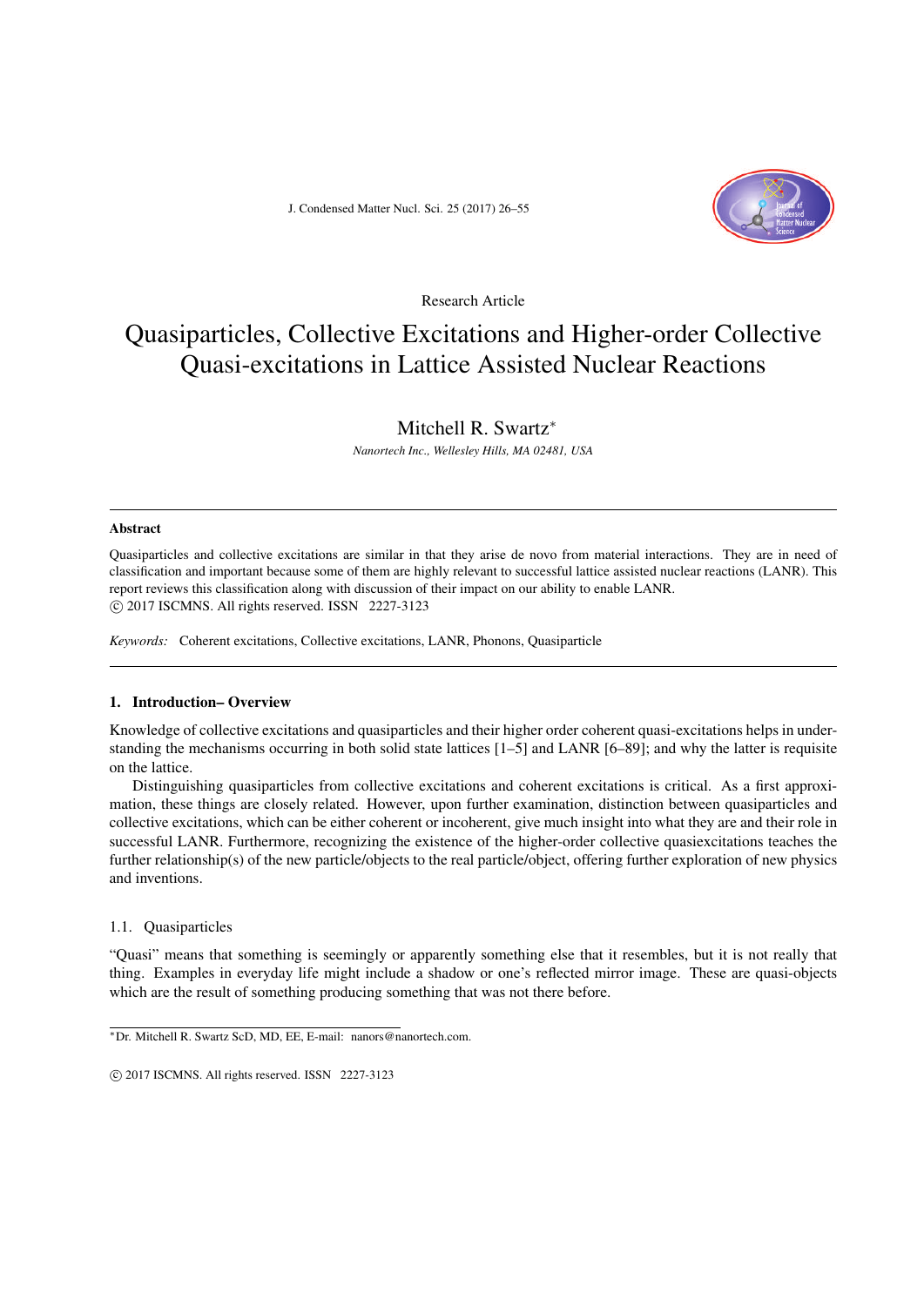Research Article

# Quasiparticles, Collective Excitations and Higher-order Collective Quasi-excitations in Lattice Assisted Nuclear Reactions

Mitchell R. Swartz*

*Nanortech Inc., Wellesley Hills, MA 02481, USA*

## Abstract

Quasiparticles and collective excitations are similar in that they arise de novo from material interactions. They are in need of classification and important because some of them are highly relevant to successful lattice assisted nuclear reactions (LANR). This report reviews this classification along with discussion of their impact on our ability to enable LANR.

© 2017 ISCMNS. All rights reserved. ISSN 2227-3123

*Keywords:* Coherent excitations, Collective excitations, LANR, Phonons, Quasiparticle

## 1. Introduction– Overview

Knowledge of collective excitations and quasiparticles and their higher order coherent quasi-excitations helps in understanding the mechanisms occurring in both solid state lattices [1–5] and LANR [6–89]; and why the latter is requisite on the lattice.

Distinguishing quasiparticles from collective excitations and coherent excitations is critical. As a first approximation, these things are closely related. However, upon further examination, distinction between quasiparticles and collective excitations, which can be either coherent or incoherent, give much insight into what they are and their role in successful LANR. Furthermore, recognizing the existence of the higher-order collective quasiexcitations teaches the further relationship(s) of the new particle/objects to the real particle/object, offering further exploration of new physics and inventions.

### 1.1. Quasiparticles

"Quasi" means that something is seemingly or apparently something else that it resembles, but it is not really that thing. Examples in everyday life might include a shadow or one's reflected mirror image. These are quasi-objects which are the result of something producing something that was not there before.

*Dr. Mitchell R. Swartz ScD, MD, EE, E-mail: nanors@nanortech.com.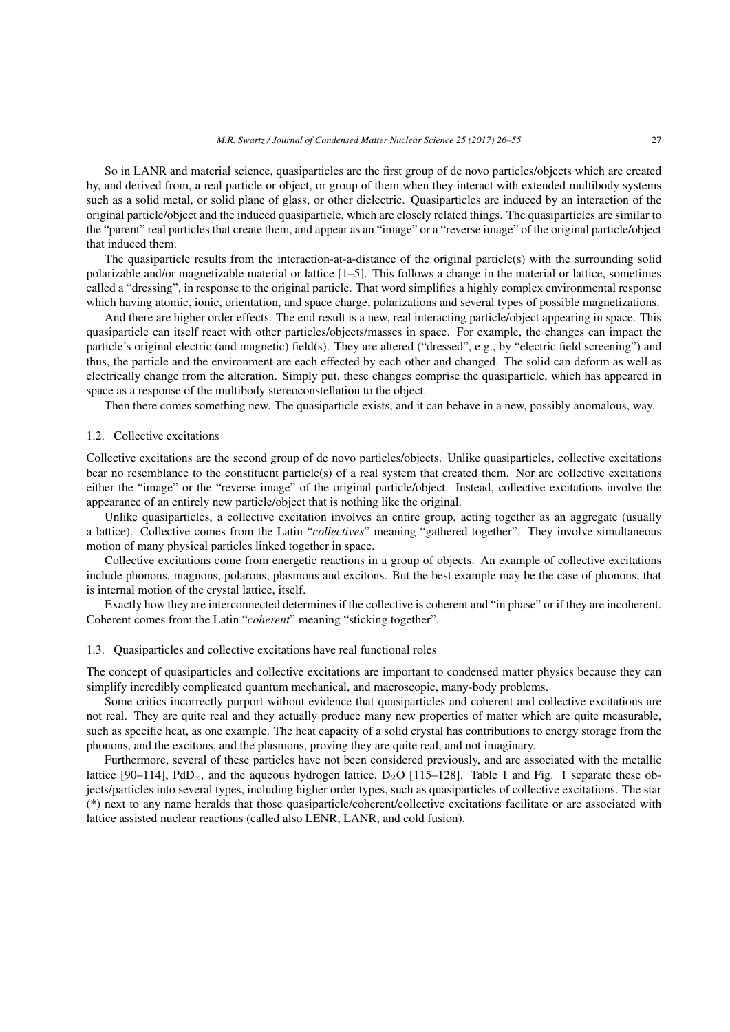So in LANR and material science, quasiparticles are the first group of de novo particles/objects which are created by, and derived from, a real particle or object, or group of them when they interact with extended multibody systems such as a solid metal, or solid plane of glass, or other dielectric. Quasiparticles are induced by an interaction of the original particle/object and the induced quasiparticle, which are closely related things. The quasiparticles are similar to the "parent" real particles that create them, and appear as an "image" or a "reverse image" of the original particle/object that induced them.

The quasiparticle results from the interaction-at-a-distance of the original particle(s) with the surrounding solid polarizable and/or magnetizable material or lattice [1–5]. This follows a change in the material or lattice, sometimes called a "dressing", in response to the original particle. That word simplifies a highly complex environmental response which having atomic, ionic, orientation, and space charge, polarizations and several types of possible magnetizations.

And there are higher order effects. The end result is a new, real interacting particle/object appearing in space. This quasiparticle can itself react with other particles/objects/masses in space. For example, the changes can impact the particle's original electric (and magnetic) field(s). They are altered ("dressed", e.g., by "electric field screening") and thus, the particle and the environment are each effected by each other and changed. The solid can deform as well as electrically change from the alteration. Simply put, these changes comprise the quasiparticle, which has appeared in space as a response of the multibody stereoconstellation to the object.

Then there comes something new. The quasiparticle exists, and it can behave in a new, possibly anomalous, way.

### 1.2. Collective excitations

Collective excitations are the second group of de novo particles/objects. Unlike quasiparticles, collective excitations bear no resemblance to the constituent particle(s) of a real system that created them. Nor are collective excitations either the "image" or the "reverse image" of the original particle/object. Instead, collective excitations involve the appearance of an entirely new particle/object that is nothing like the original.

Unlike quasiparticles, a collective excitation involves an entire group, acting together as an aggregate (usually a lattice). Collective comes from the Latin "*collectives*" meaning "gathered together". They involve simultaneous motion of many physical particles linked together in space.

Collective excitations come from energetic reactions in a group of objects. An example of collective excitations include phonons, magnons, polarons, plasmons and excitons. But the best example may be the case of phonons, that is internal motion of the crystal lattice, itself.

Exactly how they are interconnected determines if the collective is coherent and "in phase" or if they are incoherent. Coherent comes from the Latin "*coherent*" meaning "sticking together".

### 1.3. Quasiparticles and collective excitations have real functional roles

The concept of quasiparticles and collective excitations are important to condensed matter physics because they can simplify incredibly complicated quantum mechanical, and macroscopic, many-body problems.

Some critics incorrectly purport without evidence that quasiparticles and coherent and collective excitations are not real. They are quite real and they actually produce many new properties of matter which are quite measurable, such as specific heat, as one example. The heat capacity of a solid crystal has contributions to energy storage from the phonons, and the excitons, and the plasmons, proving they are quite real, and not imaginary.

Furthermore, several of these particles have not been considered previously, and are associated with the metallic lattice [90–114], $PdD_x$, and the aqueous hydrogen lattice, $D_2O$ [115–128]. Table 1 and Fig. 1 separate these objects/particles into several types, including higher order types, such as quasiparticles of collective excitations. The star (*) next to any name heralds that those quasiparticle/coherent/collective excitations facilitate or are associated with lattice assisted nuclear reactions (called also LENR, LANR, and cold fusion).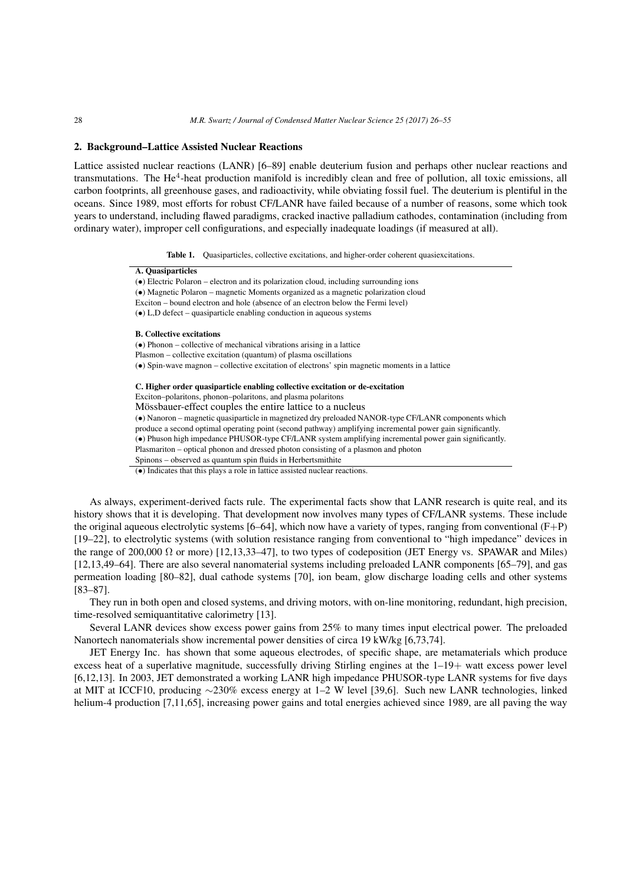## 2. Background–Lattice Assisted Nuclear Reactions

Lattice assisted nuclear reactions (LANR) [6–89] enable deuterium fusion and perhaps other nuclear reactions and transmutations. The $He^4$-heat production manifold is incredibly clean and free of pollution, all toxic emissions, all carbon footprints, all greenhouse gases, and radioactivity, while obviating fossil fuel. The deuterium is plentiful in the oceans. Since 1989, most efforts for robust CF/LANR have failed because of a number of reasons, some which took years to understand, including flawed paradigms, cracked inactive palladium cathodes, contamination (including from ordinary water), improper cell configurations, and especially inadequate loadings (if measured at all).

**Table 1.** Quasiparticles, collective excitations, and higher-order coherent quasiexcitations.

| |
|---|
| **A. Quasiparticles** |
| (•) Electric Polaron – electron and its polarization cloud, including surrounding ions |
| (•) Magnetic Polaron – magnetic Moments organized as a magnetic polarization cloud |
| Exciton – bound electron and hole (absence of an electron below the Fermi level) |
| (•) L,D defect – quasiparticle enabling conduction in aqueous systems |
| **B. Collective excitations** |
| (•) Phonon – collective of mechanical vibrations arising in a lattice |
| Plasmon – collective excitation (quantum) of plasma oscillations |
| (•) Spin-wave magnon – collective excitation of electrons' spin magnetic moments in a lattice |
| **C. Higher order quasiparticle enabling collective excitation or de-excitation** |
| Exciton–polaritons, phonon–polaritons, and plasma polaritons |
| Mössbauer-effect couples the entire lattice to a nucleus |
| (•) Nanoron – magnetic quasiparticle in magnetized dry preloaded NANOR-type CF/LANR components which produce a second optimal operating point (second pathway) amplifying incremental power gain significantly. |
| (•) Phuson high impedance PHUSOR-type CF/LANR system amplifying incremental power gain significantly. |
| Plasmariton – optical phonon and dressed photon consisting of a plasmon and photon |
| Spinons – observed as quantum spin fluids in Herbertsmithite |

(•) Indicates that this plays a role in lattice assisted nuclear reactions.

As always, experiment-derived facts rule. The experimental facts show that LANR research is quite real, and its history shows that it is developing. That development now involves many types of CF/LANR systems. These include the original aqueous electrolytic systems [6–64], which now have a variety of types, ranging from conventional (F+P) [19–22], to electrolytic systems (with solution resistance ranging from conventional to "high impedance" devices in the range of 200,000 Ω or more) [12,13,33–47], to two types of codeposition (JET Energy vs. SPAWAR and Miles) [12,13,49–64]. There are also several nanomaterial systems including preloaded LANR components [65–79], and gas permeation loading [80–82], dual cathode systems [70], ion beam, glow discharge loading cells and other systems [83–87].

They run in both open and closed systems, and driving motors, with on-line monitoring, redundant, high precision, time-resolved semiquantitative calorimetry [13].

Several LANR devices show excess power gains from 25% to many times input electrical power. The preloaded Nanortech nanomaterials show incremental power densities of circa 19 kW/kg [6,73,74].

JET Energy Inc. has shown that some aqueous electrodes, of specific shape, are metamaterials which produce excess heat of a superlative magnitude, successfully driving Stirling engines at the 1–19+ watt excess power level [6,12,13]. In 2003, JET demonstrated a working LANR high impedance PHUSOR-type LANR systems for five days at MIT at ICCF10, producing ∼230% excess energy at 1–2 W level [39,6]. Such new LANR technologies, linked helium-4 production [7,11,65], increasing power gains and total energies achieved since 1989, are all paving the way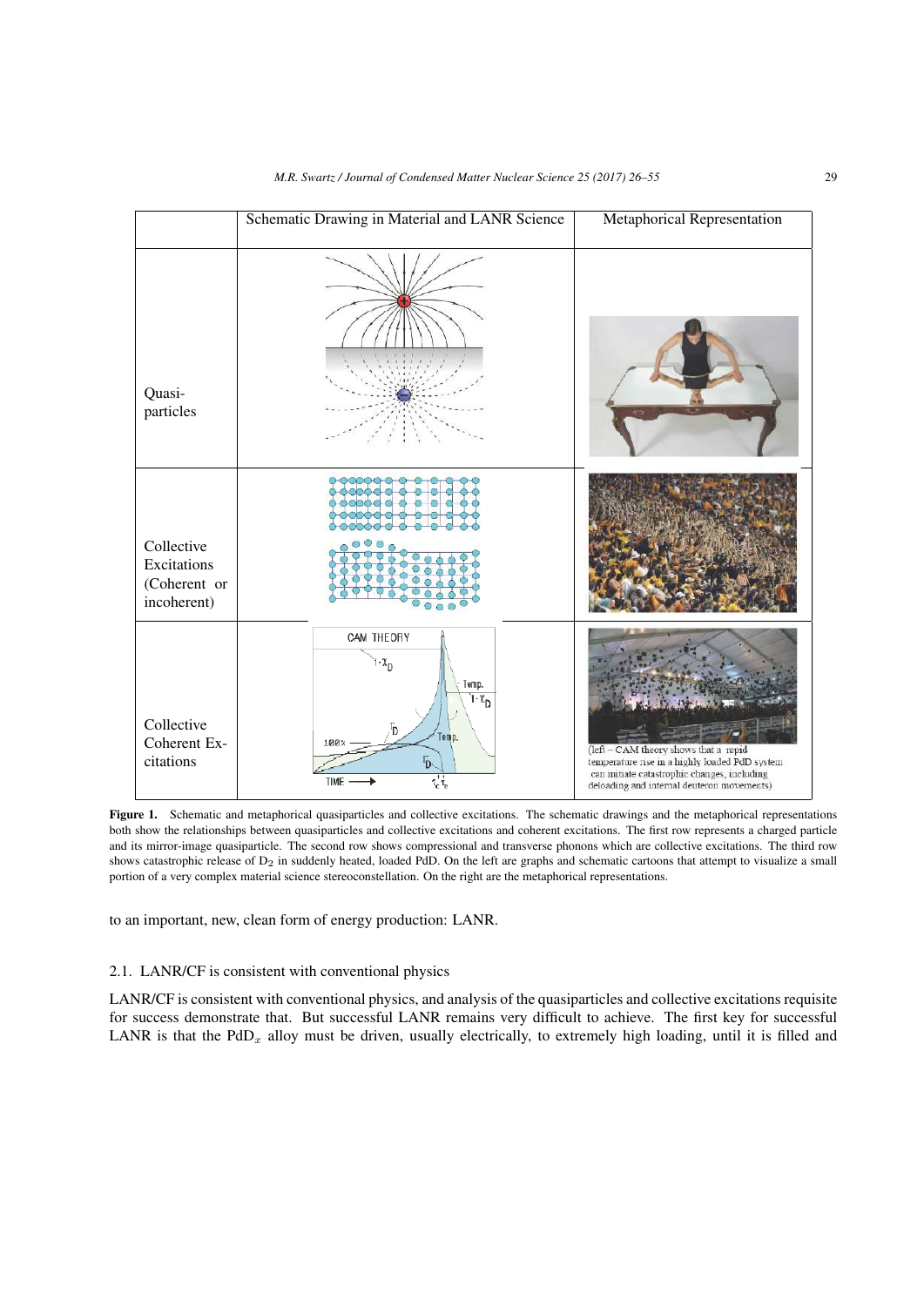| | Schematic Drawing in Material and LANR Science | Metaphorical Representation |
|---|---|---|
| Quasi-particles | | |
| Collective Excitations (Coherent or incoherent) | | |
| Collective Coherent Excitations | | (left – CAM theory shows that a rapid temperature rise in a highly loaded PdD system can initiate catastrophic changes, including deloading and internal deuteron movements) |

**Figure 1.** Schematic and metaphorical quasiparticles and collective excitations. The schematic drawings and the metaphorical representations both show the relationships between quasiparticles and collective excitations and coherent excitations. The first row represents a charged particle and its mirror-image quasiparticle. The second row shows compressional and transverse phonons which are collective excitations. The third row shows catastrophic release of $D_2$ in suddenly heated, loaded PdD. On the left are graphs and schematic cartoons that attempt to visualize a small portion of a very complex material science stereoconstellation. On the right are the metaphorical representations.

to an important, new, clean form of energy production: LANR.

## 2.1. LANR/CF is consistent with conventional physics

LANR/CF is consistent with conventional physics, and analysis of the quasiparticles and collective excitations requisite for success demonstrate that. But successful LANR remains very difficult to achieve. The first key for successful LANR is that the $PdD_x$ alloy must be driven, usually electrically, to extremely high loading, until it is filled and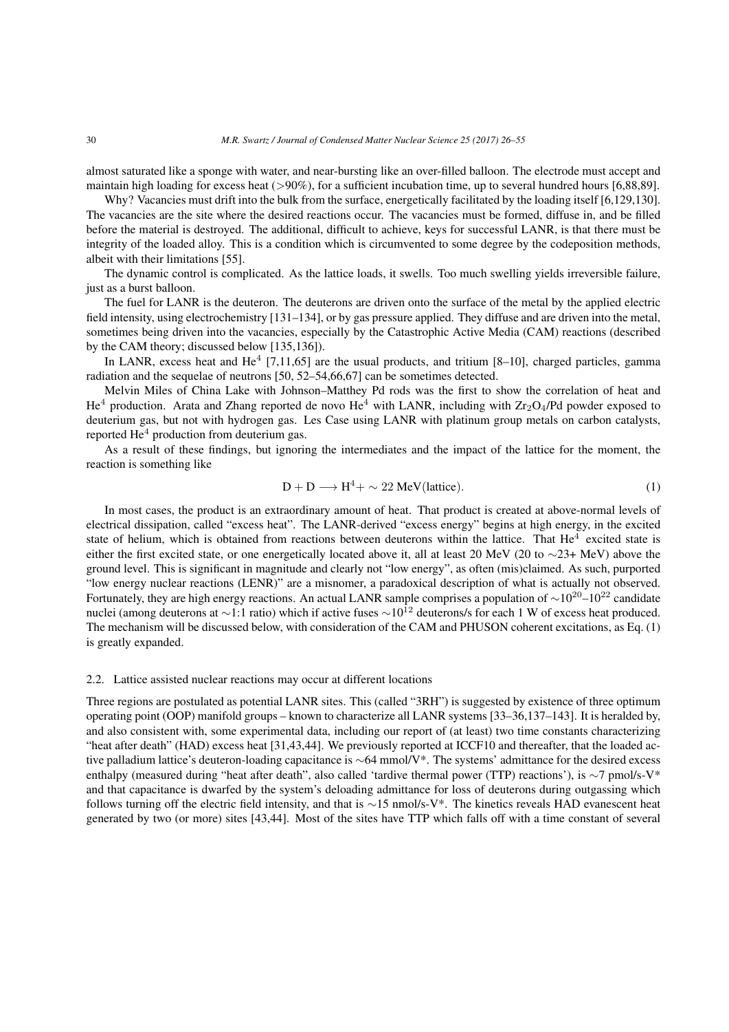almost saturated like a sponge with water, and near-bursting like an over-filled balloon. The electrode must accept and maintain high loading for excess heat (>90%), for a sufficient incubation time, up to several hundred hours [6,88,89].

Why? Vacancies must drift into the bulk from the surface, energetically facilitated by the loading itself [6,129,130]. The vacancies are the site where the desired reactions occur. The vacancies must be formed, diffuse in, and be filled before the material is destroyed. The additional, difficult to achieve, keys for successful LANR, is that there must be integrity of the loaded alloy. This is a condition which is circumvented to some degree by the codeposition methods, albeit with their limitations [55].

The dynamic control is complicated. As the lattice loads, it swells. Too much swelling yields irreversible failure, just as a burst balloon.

The fuel for LANR is the deuteron. The deuterons are driven onto the surface of the metal by the applied electric field intensity, using electrochemistry [131–134], or by gas pressure applied. They diffuse and are driven into the metal, sometimes being driven into the vacancies, especially by the Catastrophic Active Media (CAM) reactions (described by the CAM theory; discussed below [135,136]).

In LANR, excess heat and $He^4$ [7,11,65] are the usual products, and tritium [8–10], charged particles, gamma radiation and the sequelae of neutrons [50, 52–54,66,67] can be sometimes detected.

Melvin Miles of China Lake with Johnson–Matthey Pd rods was the first to show the correlation of heat and $He^4$ production. Arata and Zhang reported de novo $He^4$ with LANR, including with $Zr_2O_4$/Pd powder exposed to deuterium gas, but not with hydrogen gas. Les Case using LANR with platinum group metals on carbon catalysts, reported $He^4$ production from deuterium gas.

As a result of these findings, but ignoring the intermediates and the impact of the lattice for the moment, the reaction is something like

$$\mathrm{D} + \mathrm{D} \longrightarrow \mathrm{H}^4 + \sim 22\ \mathrm{MeV(lattice)}. \tag{1}$$

In most cases, the product is an extraordinary amount of heat. That product is created at above-normal levels of electrical dissipation, called "excess heat". The LANR-derived "excess energy" begins at high energy, in the excited state of helium, which is obtained from reactions between deuterons within the lattice. That $He^4$ excited state is either the first excited state, or one energetically located above it, all at least 20 MeV (20 to ∼23+ MeV) above the ground level. This is significant in magnitude and clearly not "low energy", as often (mis)claimed. As such, purported "low energy nuclear reactions (LENR)" are a misnomer, a paradoxical description of what is actually not observed. Fortunately, they are high energy reactions. An actual LANR sample comprises a population of $\sim 10^{20}$–$10^{22}$ candidate nuclei (among deuterons at ∼1:1 ratio) which if active fuses $\sim 10^{12}$ deuterons/s for each 1 W of excess heat produced. The mechanism will be discussed below, with consideration of the CAM and PHUSON coherent excitations, as Eq. (1) is greatly expanded.

### 2.2. Lattice assisted nuclear reactions may occur at different locations

Three regions are postulated as potential LANR sites. This (called "3RH") is suggested by existence of three optimum operating point (OOP) manifold groups – known to characterize all LANR systems [33–36,137–143]. It is heralded by, and also consistent with, some experimental data, including our report of (at least) two time constants characterizing "heat after death" (HAD) excess heat [31,43,44]. We previously reported at ICCF10 and thereafter, that the loaded active palladium lattice's deuteron-loading capacitance is ∼64 mmol/V*. The systems' admittance for the desired excess enthalpy (measured during "heat after death", also called 'tardive thermal power (TTP) reactions'), is ∼7 pmol/s-V* and that capacitance is dwarfed by the system's deloading admittance for loss of deuterons during outgassing which follows turning off the electric field intensity, and that is ∼15 nmol/s-V*. The kinetics reveals HAD evanescent heat generated by two (or more) sites [43,44]. Most of the sites have TTP which falls off with a time constant of several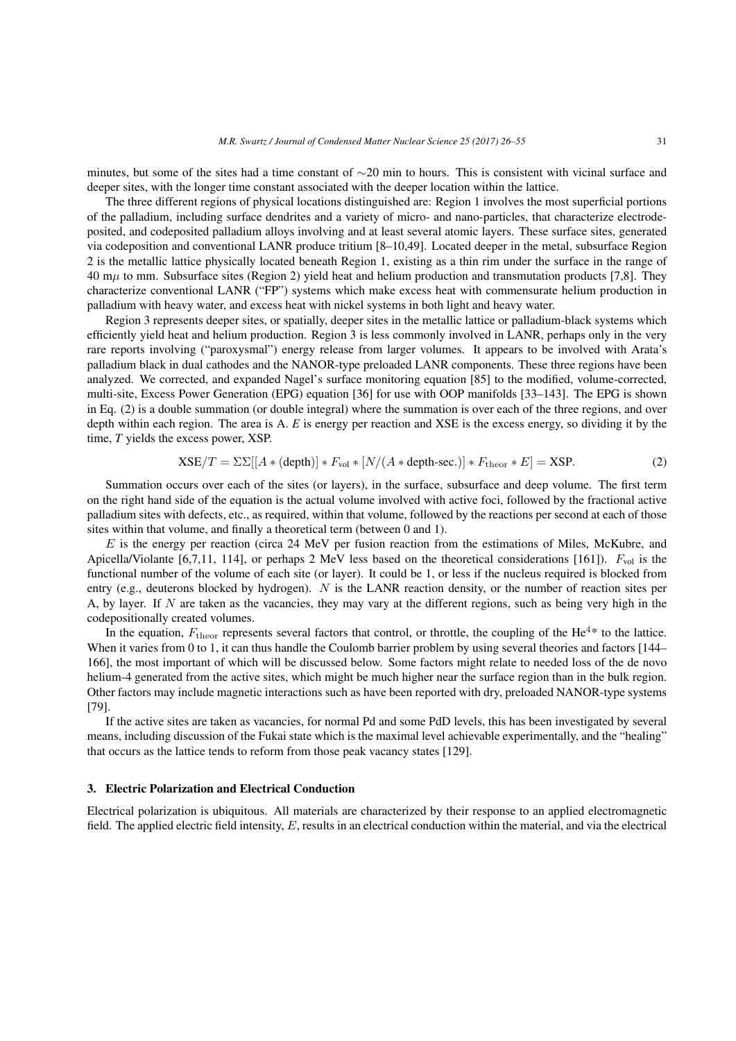minutes, but some of the sites had a time constant of ∼20 min to hours. This is consistent with vicinal surface and deeper sites, with the longer time constant associated with the deeper location within the lattice.

The three different regions of physical locations distinguished are: Region 1 involves the most superficial portions of the palladium, including surface dendrites and a variety of micro- and nano-particles, that characterize electrodeposited, and codeposited palladium alloys involving and at least several atomic layers. These surface sites, generated via codeposition and conventional LANR produce tritium [8–10,49]. Located deeper in the metal, subsurface Region 2 is the metallic lattice physically located beneath Region 1, existing as a thin rim under the surface in the range of 40 m$\mu$ to mm. Subsurface sites (Region 2) yield heat and helium production and transmutation products [7,8]. They characterize conventional LANR ("FP") systems which make excess heat with commensurate helium production in palladium with heavy water, and excess heat with nickel systems in both light and heavy water.

Region 3 represents deeper sites, or spatially, deeper sites in the metallic lattice or palladium-black systems which efficiently yield heat and helium production. Region 3 is less commonly involved in LANR, perhaps only in the very rare reports involving ("paroxysmal") energy release from larger volumes. It appears to be involved with Arata's palladium black in dual cathodes and the NANOR-type preloaded LANR components. These three regions have been analyzed. We corrected, and expanded Nagel's surface monitoring equation [85] to the modified, volume-corrected, multi-site, Excess Power Generation (EPG) equation [36] for use with OOP manifolds [33–143]. The EPG is shown in Eq. (2) is a double summation (or double integral) where the summation is over each of the three regions, and over depth within each region. The area is A. *E* is energy per reaction and XSE is the excess energy, so dividing it by the time, *T* yields the excess power, XSP.

$$\mathrm{XSE}/T = \Sigma\Sigma[[A * (\mathrm{depth})] * F_{\mathrm{vol}} * [N/(A * \mathrm{depth\text{-}sec.})] * F_{\mathrm{theor}} * E] = \mathrm{XSP}. \tag{2}$$

Summation occurs over each of the sites (or layers), in the surface, subsurface and deep volume. The first term on the right hand side of the equation is the actual volume involved with active foci, followed by the fractional active palladium sites with defects, etc., as required, within that volume, followed by the reactions per second at each of those sites within that volume, and finally a theoretical term (between 0 and 1).

$E$ is the energy per reaction (circa 24 MeV per fusion reaction from the estimations of Miles, McKubre, and Apicella/Violante [6,7,11, 114], or perhaps 2 MeV less based on the theoretical considerations [161]). $F_{\mathrm{vol}}$ is the functional number of the volume of each site (or layer). It could be 1, or less if the nucleus required is blocked from entry (e.g., deuterons blocked by hydrogen). $N$ is the LANR reaction density, or the number of reaction sites per A, by layer. If $N$ are taken as the vacancies, they may vary at the different regions, such as being very high in the codepositionally created volumes.

In the equation, $F_{\mathrm{theor}}$ represents several factors that control, or throttle, the coupling of the $\mathrm{He}^{4*}$ to the lattice. When it varies from 0 to 1, it can thus handle the Coulomb barrier problem by using several theories and factors [144–166], the most important of which will be discussed below. Some factors might relate to needed loss of the de novo helium-4 generated from the active sites, which might be much higher near the surface region than in the bulk region. Other factors may include magnetic interactions such as have been reported with dry, preloaded NANOR-type systems [79].

If the active sites are taken as vacancies, for normal Pd and some PdD levels, this has been investigated by several means, including discussion of the Fukai state which is the maximal level achievable experimentally, and the "healing" that occurs as the lattice tends to reform from those peak vacancy states [129].

## 3. Electric Polarization and Electrical Conduction

Electrical polarization is ubiquitous. All materials are characterized by their response to an applied electromagnetic field. The applied electric field intensity, $E$, results in an electrical conduction within the material, and via the electrical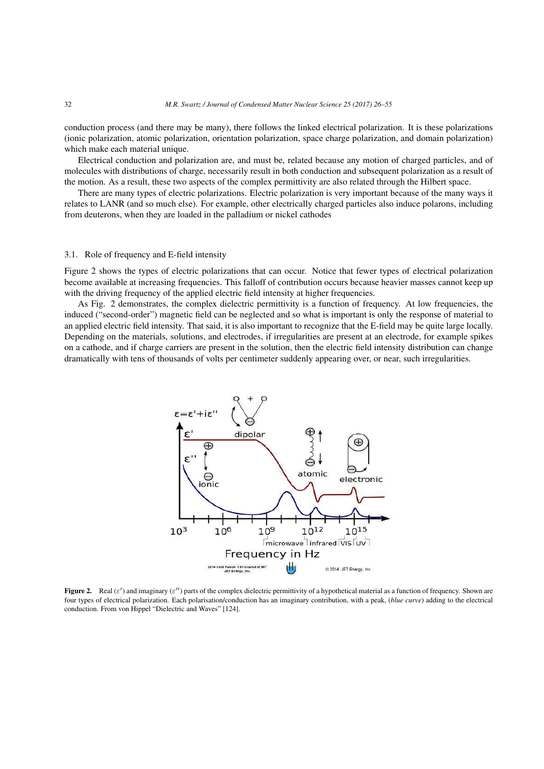conduction process (and there may be many), there follows the linked electrical polarization. It is these polarizations (ionic polarization, atomic polarization, orientation polarization, space charge polarization, and domain polarization) which make each material unique.

Electrical conduction and polarization are, and must be, related because any motion of charged particles, and of molecules with distributions of charge, necessarily result in both conduction and subsequent polarization as a result of the motion. As a result, these two aspects of the complex permittivity are also related through the Hilbert space.

There are many types of electric polarizations. Electric polarization is very important because of the many ways it relates to LANR (and so much else). For example, other electrically charged particles also induce polarons, including from deuterons, when they are loaded in the palladium or nickel cathodes

### 3.1. Role of frequency and E-field intensity

Figure 2 shows the types of electric polarizations that can occur. Notice that fewer types of electrical polarization become available at increasing frequencies. This falloff of contribution occurs because heavier masses cannot keep up with the driving frequency of the applied electric field intensity at higher frequencies.

As Fig. 2 demonstrates, the complex dielectric permittivity is a function of frequency. At low frequencies, the induced ("second-order") magnetic field can be neglected and so what is important is only the response of material to an applied electric field intensity. That said, it is also important to recognize that the E-field may be quite large locally. Depending on the materials, solutions, and electrodes, if irregularities are present at an electrode, for example spikes on a cathode, and if charge carriers are present in the solution, then the electric field intensity distribution can change dramatically with tens of thousands of volts per centimeter suddenly appearing over, or near, such irregularities.

**Figure 2.** Real ($\varepsilon'$) and imaginary ($\varepsilon''$) parts of the complex dielectric permittivity of a hypothetical material as a function of frequency. Shown are four types of electrical polarization. Each polarisation/conduction has an imaginary contribution, with a peak, (*blue curve*) adding to the electrical conduction. From von Hippel "Dielectric and Waves" [124].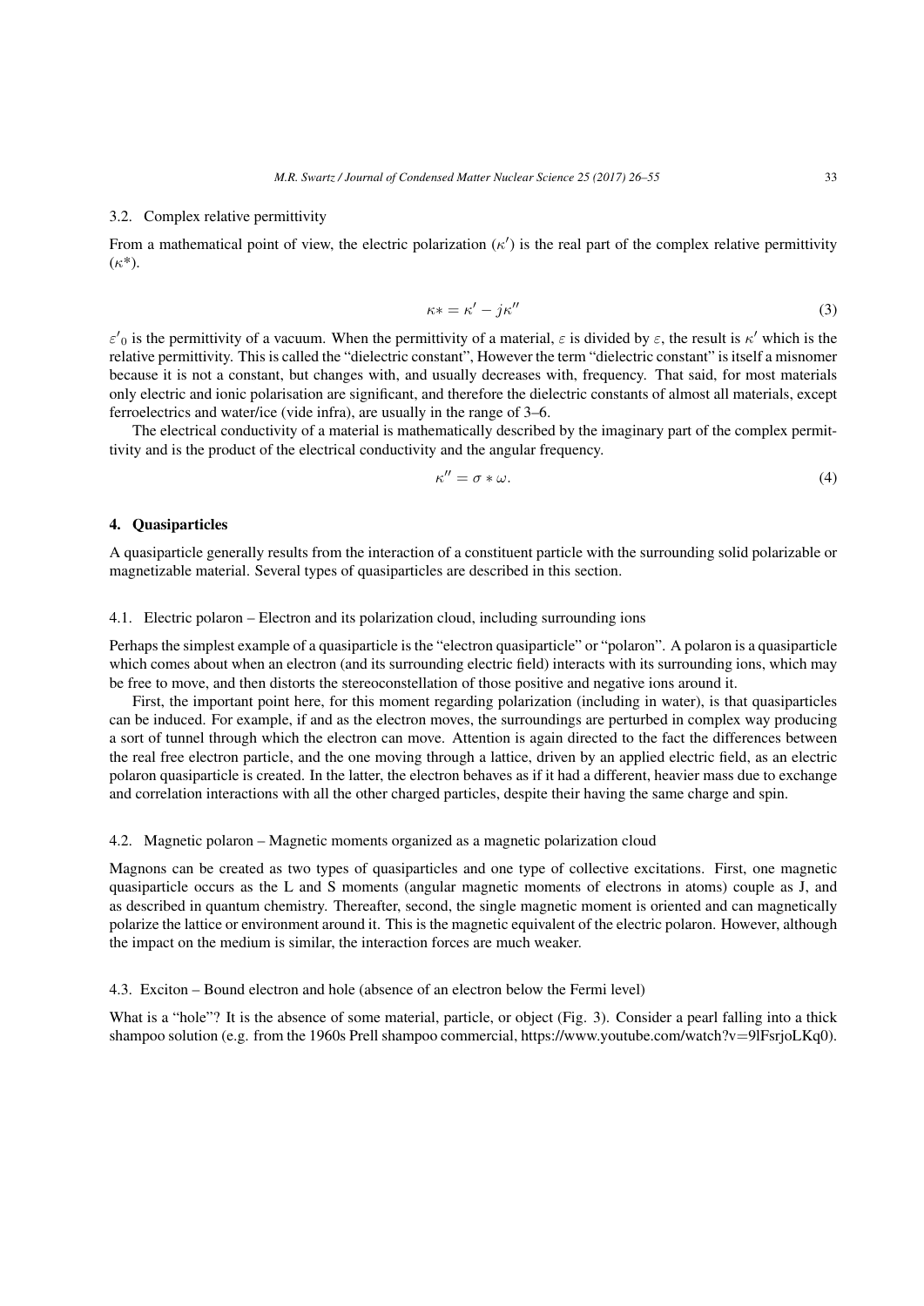### 3.2. Complex relative permittivity

From a mathematical point of view, the electric polarization ($\kappa'$) is the real part of the complex relative permittivity ($\kappa$*).

$$\kappa* = \kappa' - j\kappa'' \tag{3}$$

$\varepsilon'_0$ is the permittivity of a vacuum. When the permittivity of a material, $\varepsilon$ is divided by $\varepsilon$, the result is $\kappa'$ which is the relative permittivity. This is called the "dielectric constant", However the term "dielectric constant" is itself a misnomer because it is not a constant, but changes with, and usually decreases with, frequency. That said, for most materials only electric and ionic polarisation are significant, and therefore the dielectric constants of almost all materials, except ferroelectrics and water/ice (vide infra), are usually in the range of 3–6.

The electrical conductivity of a material is mathematically described by the imaginary part of the complex permittivity and is the product of the electrical conductivity and the angular frequency.

$$\kappa'' = \sigma * \omega. \tag{4}$$

## 4. Quasiparticles

A quasiparticle generally results from the interaction of a constituent particle with the surrounding solid polarizable or magnetizable material. Several types of quasiparticles are described in this section.

### 4.1. Electric polaron – Electron and its polarization cloud, including surrounding ions

Perhaps the simplest example of a quasiparticle is the "electron quasiparticle" or "polaron". A polaron is a quasiparticle which comes about when an electron (and its surrounding electric field) interacts with its surrounding ions, which may be free to move, and then distorts the stereoconstellation of those positive and negative ions around it.

First, the important point here, for this moment regarding polarization (including in water), is that quasiparticles can be induced. For example, if and as the electron moves, the surroundings are perturbed in complex way producing a sort of tunnel through which the electron can move. Attention is again directed to the fact the differences between the real free electron particle, and the one moving through a lattice, driven by an applied electric field, as an electric polaron quasiparticle is created. In the latter, the electron behaves as if it had a different, heavier mass due to exchange and correlation interactions with all the other charged particles, despite their having the same charge and spin.

### 4.2. Magnetic polaron – Magnetic moments organized as a magnetic polarization cloud

Magnons can be created as two types of quasiparticles and one type of collective excitations. First, one magnetic quasiparticle occurs as the L and S moments (angular magnetic moments of electrons in atoms) couple as J, and as described in quantum chemistry. Thereafter, second, the single magnetic moment is oriented and can magnetically polarize the lattice or environment around it. This is the magnetic equivalent of the electric polaron. However, although the impact on the medium is similar, the interaction forces are much weaker.

### 4.3. Exciton – Bound electron and hole (absence of an electron below the Fermi level)

What is a "hole"? It is the absence of some material, particle, or object (Fig. 3). Consider a pearl falling into a thick shampoo solution (e.g. from the 1960s Prell shampoo commercial, https://www.youtube.com/watch?v=9lFsrjoLKq0).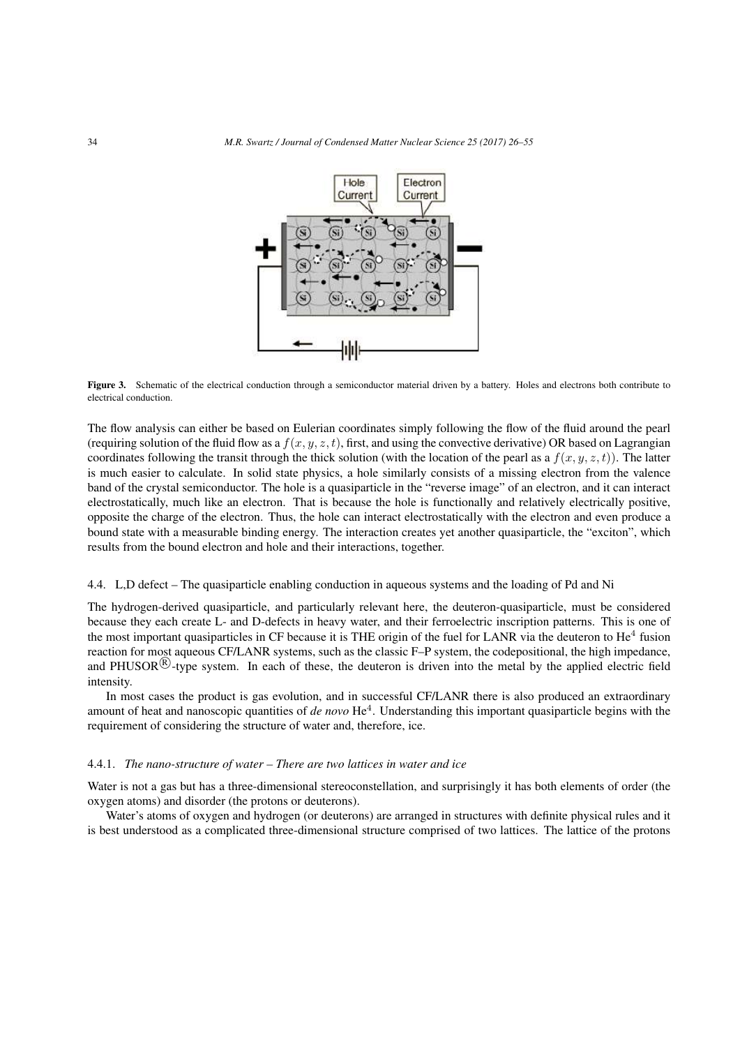**Figure 3.** Schematic of the electrical conduction through a semiconductor material driven by a battery. Holes and electrons both contribute to electrical conduction.

The flow analysis can either be based on Eulerian coordinates simply following the flow of the fluid around the pearl (requiring solution of the fluid flow as a $f(x, y, z, t)$, first, and using the convective derivative) OR based on Lagrangian coordinates following the transit through the thick solution (with the location of the pearl as a $f(x, y, z, t)$). The latter is much easier to calculate. In solid state physics, a hole similarly consists of a missing electron from the valence band of the crystal semiconductor. The hole is a quasiparticle in the "reverse image" of an electron, and it can interact electrostatically, much like an electron. That is because the hole is functionally and relatively electrically positive, opposite the charge of the electron. Thus, the hole can interact electrostatically with the electron and even produce a bound state with a measurable binding energy. The interaction creates yet another quasiparticle, the "exciton", which results from the bound electron and hole and their interactions, together.

### 4.4. L,D defect – The quasiparticle enabling conduction in aqueous systems and the loading of Pd and Ni

The hydrogen-derived quasiparticle, and particularly relevant here, the deuteron-quasiparticle, must be considered because they each create L- and D-defects in heavy water, and their ferroelectric inscription patterns. This is one of the most important quasiparticles in CF because it is THE origin of the fuel for LANR via the deuteron to $He^4$ fusion reaction for most aqueous CF/LANR systems, such as the classic F–P system, the codepositional, the high impedance, and PHUSOR®-type system. In each of these, the deuteron is driven into the metal by the applied electric field intensity.

In most cases the product is gas evolution, and in successful CF/LANR there is also produced an extraordinary amount of heat and nanoscopic quantities of *de novo* $He^4$. Understanding this important quasiparticle begins with the requirement of considering the structure of water and, therefore, ice.

#### 4.4.1. *The nano-structure of water – There are two lattices in water and ice*

Water is not a gas but has a three-dimensional stereoconstellation, and surprisingly it has both elements of order (the oxygen atoms) and disorder (the protons or deuterons).

Water's atoms of oxygen and hydrogen (or deuterons) are arranged in structures with definite physical rules and it is best understood as a complicated three-dimensional structure comprised of two lattices. The lattice of the protons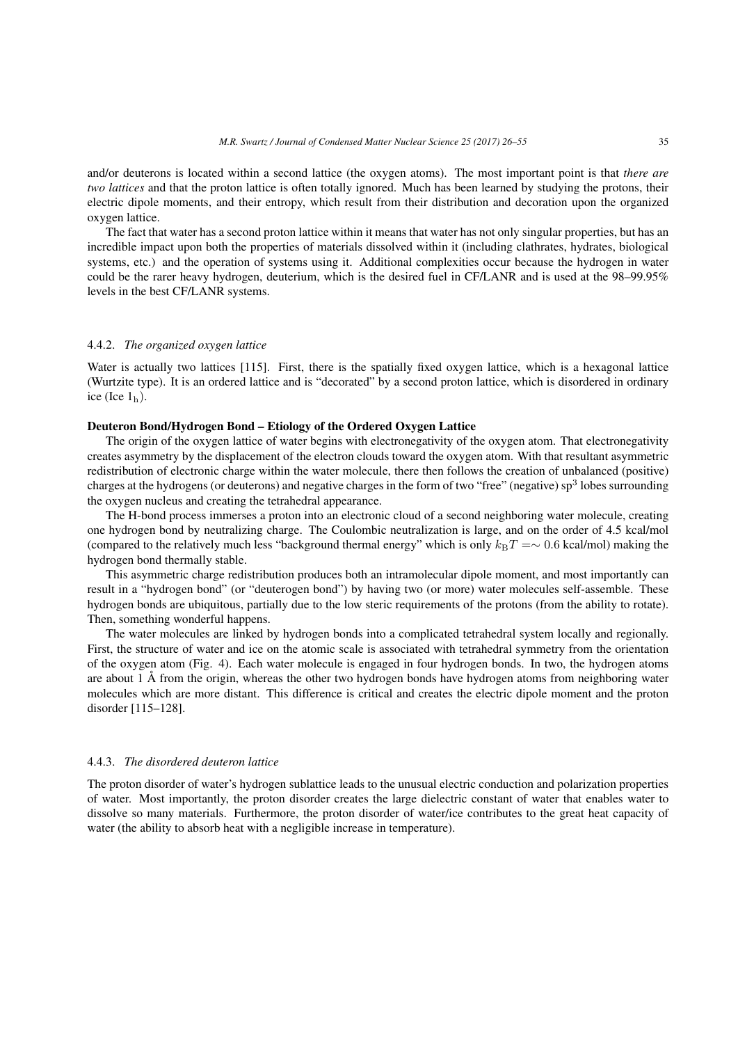and/or deuterons is located within a second lattice (the oxygen atoms). The most important point is that *there are two lattices* and that the proton lattice is often totally ignored. Much has been learned by studying the protons, their electric dipole moments, and their entropy, which result from their distribution and decoration upon the organized oxygen lattice.

The fact that water has a second proton lattice within it means that water has not only singular properties, but has an incredible impact upon both the properties of materials dissolved within it (including clathrates, hydrates, biological systems, etc.) and the operation of systems using it. Additional complexities occur because the hydrogen in water could be the rarer heavy hydrogen, deuterium, which is the desired fuel in CF/LANR and is used at the 98–99.95% levels in the best CF/LANR systems.

#### 4.4.2. *The organized oxygen lattice*

Water is actually two lattices [115]. First, there is the spatially fixed oxygen lattice, which is a hexagonal lattice (Wurtzite type). It is an ordered lattice and is "decorated" by a second proton lattice, which is disordered in ordinary ice (Ice $1_{\mathrm{h}}$).

**Deuteron Bond/Hydrogen Bond – Etiology of the Ordered Oxygen Lattice**

The origin of the oxygen lattice of water begins with electronegativity of the oxygen atom. That electronegativity creates asymmetry by the displacement of the electron clouds toward the oxygen atom. With that resultant asymmetric redistribution of electronic charge within the water molecule, there then follows the creation of unbalanced (positive) charges at the hydrogens (or deuterons) and negative charges in the form of two "free" (negative) $sp^3$ lobes surrounding the oxygen nucleus and creating the tetrahedral appearance.

The H-bond process immerses a proton into an electronic cloud of a second neighboring water molecule, creating one hydrogen bond by neutralizing charge. The Coulombic neutralization is large, and on the order of 4.5 kcal/mol (compared to the relatively much less "background thermal energy" which is only $k_{\mathrm{B}}T = \sim 0.6$ kcal/mol) making the hydrogen bond thermally stable.

This asymmetric charge redistribution produces both an intramolecular dipole moment, and most importantly can result in a "hydrogen bond" (or "deuterogen bond") by having two (or more) water molecules self-assemble. These hydrogen bonds are ubiquitous, partially due to the low steric requirements of the protons (from the ability to rotate). Then, something wonderful happens.

The water molecules are linked by hydrogen bonds into a complicated tetrahedral system locally and regionally. First, the structure of water and ice on the atomic scale is associated with tetrahedral symmetry from the orientation of the oxygen atom (Fig. 4). Each water molecule is engaged in four hydrogen bonds. In two, the hydrogen atoms are about 1 Å from the origin, whereas the other two hydrogen bonds have hydrogen atoms from neighboring water molecules which are more distant. This difference is critical and creates the electric dipole moment and the proton disorder [115–128].

#### 4.4.3. *The disordered deuteron lattice*

The proton disorder of water's hydrogen sublattice leads to the unusual electric conduction and polarization properties of water. Most importantly, the proton disorder creates the large dielectric constant of water that enables water to dissolve so many materials. Furthermore, the proton disorder of water/ice contributes to the great heat capacity of water (the ability to absorb heat with a negligible increase in temperature).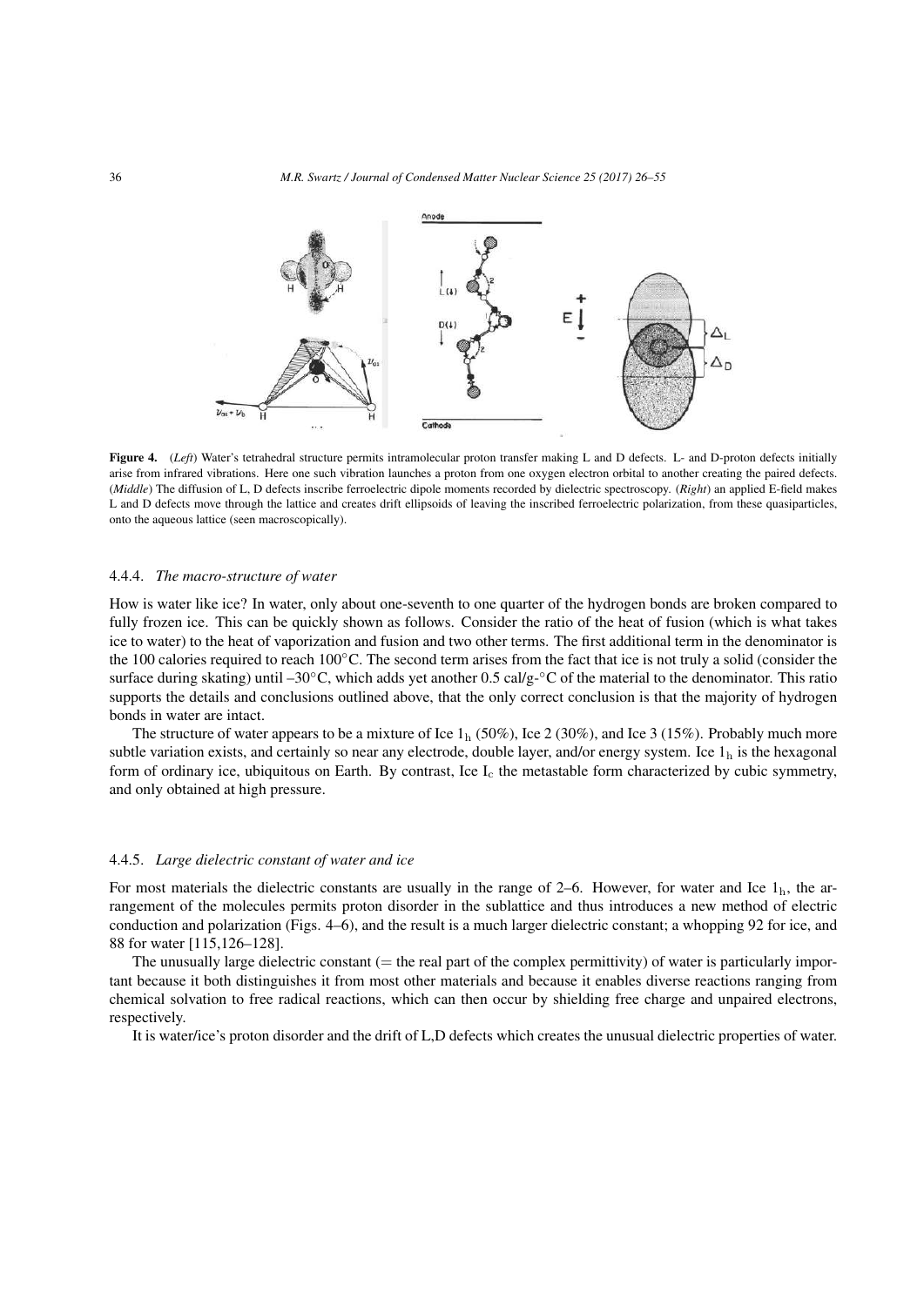**Figure 4.** (*Left*) Water's tetrahedral structure permits intramolecular proton transfer making L and D defects. L- and D-proton defects initially arise from infrared vibrations. Here one such vibration launches a proton from one oxygen electron orbital to another creating the paired defects. (*Middle*) The diffusion of L, D defects inscribe ferroelectric dipole moments recorded by dielectric spectroscopy. (*Right*) an applied E-field makes L and D defects move through the lattice and creates drift ellipsoids of leaving the inscribed ferroelectric polarization, from these quasiparticles, onto the aqueous lattice (seen macroscopically).

#### 4.4.4. *The macro-structure of water*

How is water like ice? In water, only about one-seventh to one quarter of the hydrogen bonds are broken compared to fully frozen ice. This can be quickly shown as follows. Consider the ratio of the heat of fusion (which is what takes ice to water) to the heat of vaporization and fusion and two other terms. The first additional term in the denominator is the 100 calories required to reach 100°C. The second term arises from the fact that ice is not truly a solid (consider the surface during skating) until –30°C, which adds yet another 0.5 cal/g-°C of the material to the denominator. This ratio supports the details and conclusions outlined above, that the only correct conclusion is that the majority of hydrogen bonds in water are intact.

The structure of water appears to be a mixture of Ice $1_h$ (50%), Ice 2 (30%), and Ice 3 (15%). Probably much more subtle variation exists, and certainly so near any electrode, double layer, and/or energy system. Ice $1_h$ is the hexagonal form of ordinary ice, ubiquitous on Earth. By contrast, Ice $I_c$ the metastable form characterized by cubic symmetry, and only obtained at high pressure.

#### 4.4.5. *Large dielectric constant of water and ice*

For most materials the dielectric constants are usually in the range of 2–6. However, for water and Ice $1_h$, the arrangement of the molecules permits proton disorder in the sublattice and thus introduces a new method of electric conduction and polarization (Figs. 4–6), and the result is a much larger dielectric constant; a whopping 92 for ice, and 88 for water [115,126–128].

The unusually large dielectric constant (= the real part of the complex permittivity) of water is particularly important because it both distinguishes it from most other materials and because it enables diverse reactions ranging from chemical solvation to free radical reactions, which can then occur by shielding free charge and unpaired electrons, respectively.

It is water/ice's proton disorder and the drift of L,D defects which creates the unusual dielectric properties of water.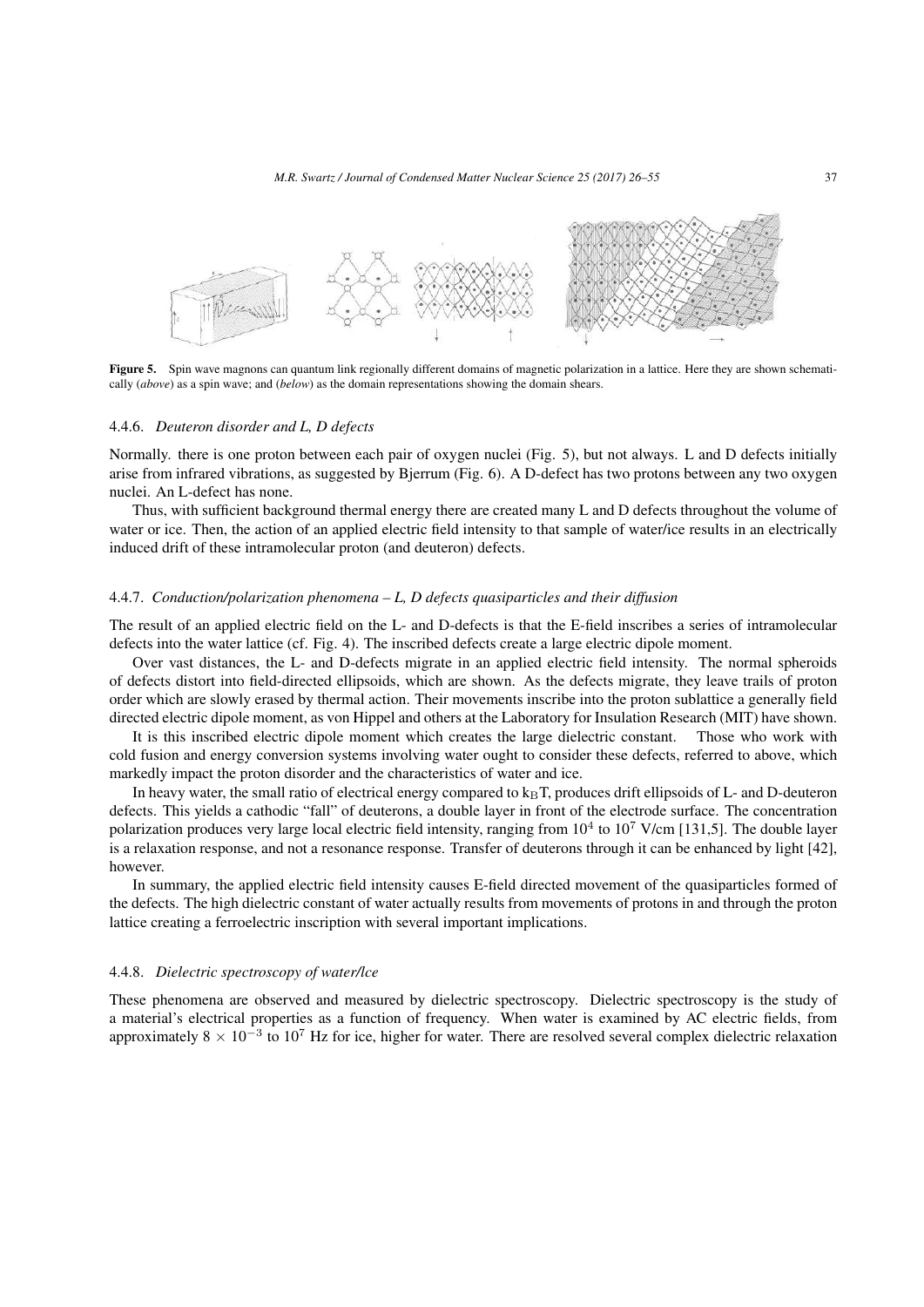**Figure 5.** Spin wave magnons can quantum link regionally different domains of magnetic polarization in a lattice. Here they are shown schematically (*above*) as a spin wave; and (*below*) as the domain representations showing the domain shears.

#### 4.4.6. *Deuteron disorder and L, D defects*

Normally. there is one proton between each pair of oxygen nuclei (Fig. 5), but not always. L and D defects initially arise from infrared vibrations, as suggested by Bjerrum (Fig. 6). A D-defect has two protons between any two oxygen nuclei. An L-defect has none.

Thus, with sufficient background thermal energy there are created many L and D defects throughout the volume of water or ice. Then, the action of an applied electric field intensity to that sample of water/ice results in an electrically induced drift of these intramolecular proton (and deuteron) defects.

#### 4.4.7. *Conduction/polarization phenomena – L, D defects quasiparticles and their diffusion*

The result of an applied electric field on the L- and D-defects is that the E-field inscribes a series of intramolecular defects into the water lattice (cf. Fig. 4). The inscribed defects create a large electric dipole moment.

Over vast distances, the L- and D-defects migrate in an applied electric field intensity. The normal spheroids of defects distort into field-directed ellipsoids, which are shown. As the defects migrate, they leave trails of proton order which are slowly erased by thermal action. Their movements inscribe into the proton sublattice a generally field directed electric dipole moment, as von Hippel and others at the Laboratory for Insulation Research (MIT) have shown.

It is this inscribed electric dipole moment which creates the large dielectric constant. Those who work with cold fusion and energy conversion systems involving water ought to consider these defects, referred to above, which markedly impact the proton disorder and the characteristics of water and ice.

In heavy water, the small ratio of electrical energy compared to $k_BT$, produces drift ellipsoids of L- and D-deuteron defects. This yields a cathodic "fall" of deuterons, a double layer in front of the electrode surface. The concentration polarization produces very large local electric field intensity, ranging from $10^4$ to $10^7$ V/cm [131,5]. The double layer is a relaxation response, and not a resonance response. Transfer of deuterons through it can be enhanced by light [42], however.

In summary, the applied electric field intensity causes E-field directed movement of the quasiparticles formed of the defects. The high dielectric constant of water actually results from movements of protons in and through the proton lattice creating a ferroelectric inscription with several important implications.

#### 4.4.8. *Dielectric spectroscopy of water/Ice*

These phenomena are observed and measured by dielectric spectroscopy. Dielectric spectroscopy is the study of a material's electrical properties as a function of frequency. When water is examined by AC electric fields, from approximately $8 \times 10^{-3}$ to $10^7$ Hz for ice, higher for water. There are resolved several complex dielectric relaxation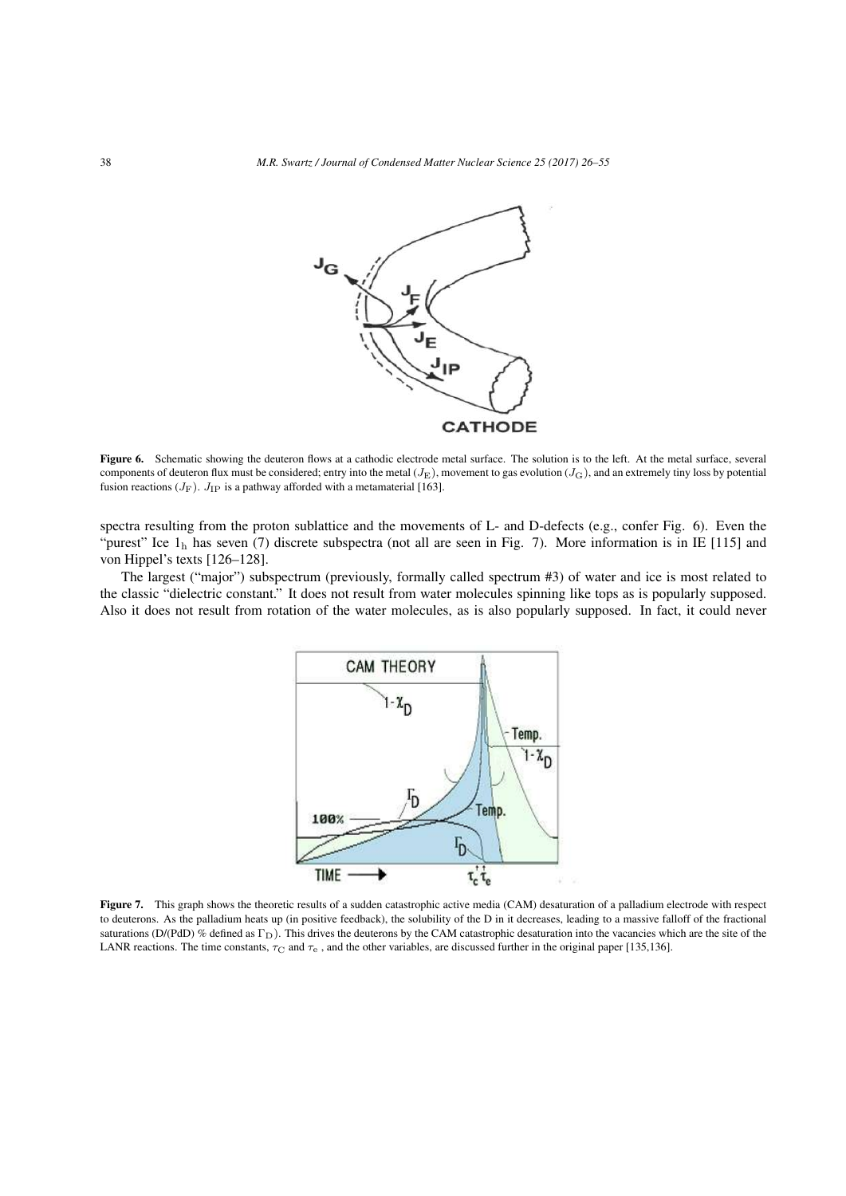**Figure 6.** Schematic showing the deuteron flows at a cathodic electrode metal surface. The solution is to the left. At the metal surface, several components of deuteron flux must be considered; entry into the metal ($J_E$), movement to gas evolution ($J_G$), and an extremely tiny loss by potential fusion reactions ($J_F$). $J_{IP}$ is a pathway afforded with a metamaterial [163].

spectra resulting from the proton sublattice and the movements of L- and D-defects (e.g., confer Fig. 6). Even the "purest" Ice $1_h$ has seven (7) discrete subspectra (not all are seen in Fig. 7). More information is in IE [115] and von Hippel's texts [126–128].

The largest ("major") subspectrum (previously, formally called spectrum #3) of water and ice is most related to the classic "dielectric constant." It does not result from water molecules spinning like tops as is popularly supposed. Also it does not result from rotation of the water molecules, as is also popularly supposed. In fact, it could never

**Figure 7.** This graph shows the theoretic results of a sudden catastrophic active media (CAM) desaturation of a palladium electrode with respect to deuterons. As the palladium heats up (in positive feedback), the solubility of the D in it decreases, leading to a massive falloff of the fractional saturations (D/(PdD) % defined as $\Gamma_D$). This drives the deuterons by the CAM catastrophic desaturation into the vacancies which are the site of the LANR reactions. The time constants, $\tau_C$ and $\tau_e$ , and the other variables, are discussed further in the original paper [135,136].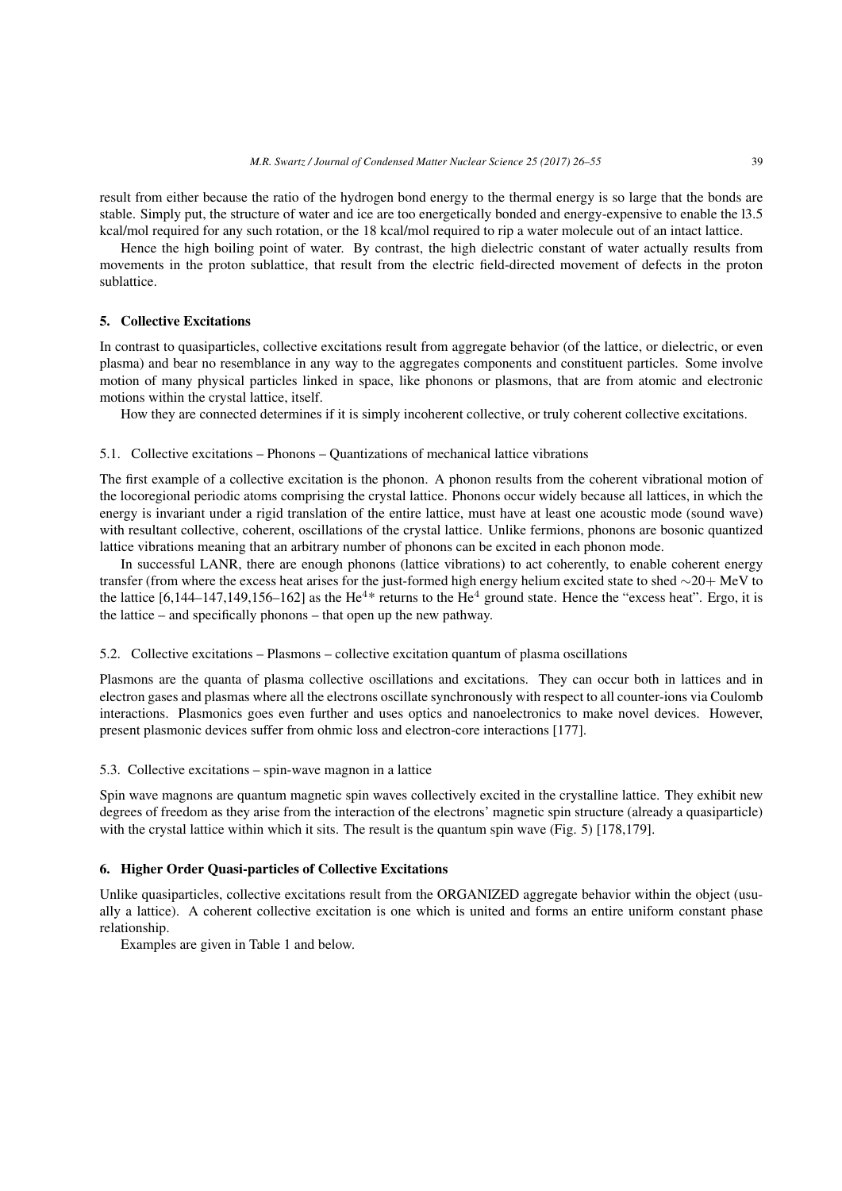result from either because the ratio of the hydrogen bond energy to the thermal energy is so large that the bonds are stable. Simply put, the structure of water and ice are too energetically bonded and energy-expensive to enable the l3.5 kcal/mol required for any such rotation, or the 18 kcal/mol required to rip a water molecule out of an intact lattice.

Hence the high boiling point of water. By contrast, the high dielectric constant of water actually results from movements in the proton sublattice, that result from the electric field-directed movement of defects in the proton sublattice.

## 5. Collective Excitations

In contrast to quasiparticles, collective excitations result from aggregate behavior (of the lattice, or dielectric, or even plasma) and bear no resemblance in any way to the aggregates components and constituent particles. Some involve motion of many physical particles linked in space, like phonons or plasmons, that are from atomic and electronic motions within the crystal lattice, itself.

How they are connected determines if it is simply incoherent collective, or truly coherent collective excitations.

### 5.1. Collective excitations – Phonons – Quantizations of mechanical lattice vibrations

The first example of a collective excitation is the phonon. A phonon results from the coherent vibrational motion of the locoregional periodic atoms comprising the crystal lattice. Phonons occur widely because all lattices, in which the energy is invariant under a rigid translation of the entire lattice, must have at least one acoustic mode (sound wave) with resultant collective, coherent, oscillations of the crystal lattice. Unlike fermions, phonons are bosonic quantized lattice vibrations meaning that an arbitrary number of phonons can be excited in each phonon mode.

In successful LANR, there are enough phonons (lattice vibrations) to act coherently, to enable coherent energy transfer (from where the excess heat arises for the just-formed high energy helium excited state to shed ~20+ MeV to the lattice [6,144–147,149,156–162] as the $He^{4*}$ returns to the $He^4$ ground state. Hence the "excess heat". Ergo, it is the lattice – and specifically phonons – that open up the new pathway.

### 5.2. Collective excitations – Plasmons – collective excitation quantum of plasma oscillations

Plasmons are the quanta of plasma collective oscillations and excitations. They can occur both in lattices and in electron gases and plasmas where all the electrons oscillate synchronously with respect to all counter-ions via Coulomb interactions. Plasmonics goes even further and uses optics and nanoelectronics to make novel devices. However, present plasmonic devices suffer from ohmic loss and electron-core interactions [177].

### 5.3. Collective excitations – spin-wave magnon in a lattice

Spin wave magnons are quantum magnetic spin waves collectively excited in the crystalline lattice. They exhibit new degrees of freedom as they arise from the interaction of the electrons' magnetic spin structure (already a quasiparticle) with the crystal lattice within which it sits. The result is the quantum spin wave (Fig. 5) [178,179].

## 6. Higher Order Quasi-particles of Collective Excitations

Unlike quasiparticles, collective excitations result from the ORGANIZED aggregate behavior within the object (usually a lattice). A coherent collective excitation is one which is united and forms an entire uniform constant phase relationship.

Examples are given in Table 1 and below.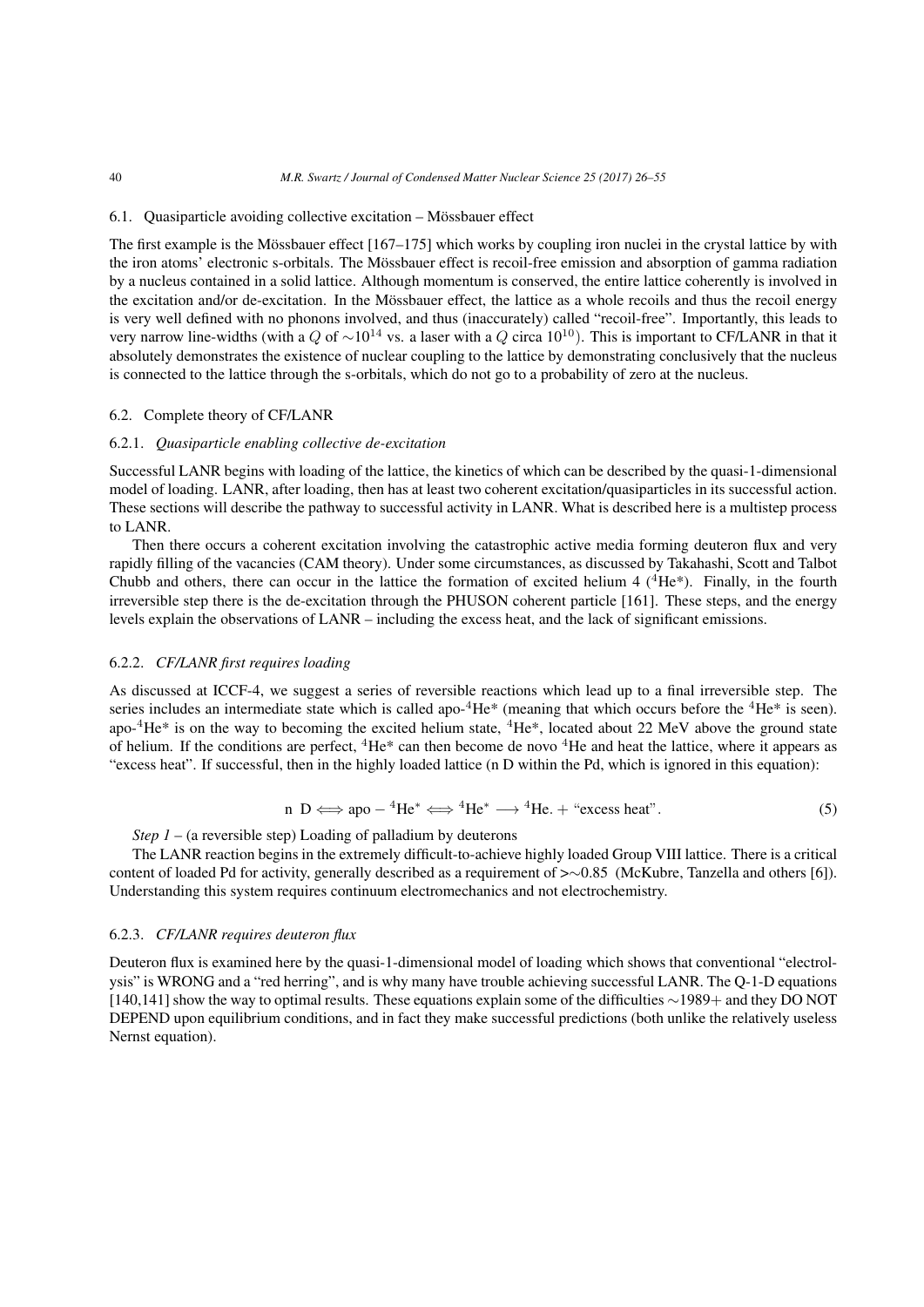### 6.1. Quasiparticle avoiding collective excitation – Mössbauer effect

The first example is the Mössbauer effect [167–175] which works by coupling iron nuclei in the crystal lattice by with the iron atoms' electronic s-orbitals. The Mössbauer effect is recoil-free emission and absorption of gamma radiation by a nucleus contained in a solid lattice. Although momentum is conserved, the entire lattice coherently is involved in the excitation and/or de-excitation. In the Mössbauer effect, the lattice as a whole recoils and thus the recoil energy is very well defined with no phonons involved, and thus (inaccurately) called "recoil-free". Importantly, this leads to very narrow line-widths (with a $Q$ of $\sim 10^{14}$ vs. a laser with a $Q$ circa $10^{10}$). This is important to CF/LANR in that it absolutely demonstrates the existence of nuclear coupling to the lattice by demonstrating conclusively that the nucleus is connected to the lattice through the s-orbitals, which do not go to a probability of zero at the nucleus.

### 6.2. Complete theory of CF/LANR

#### 6.2.1. *Quasiparticle enabling collective de-excitation*

Successful LANR begins with loading of the lattice, the kinetics of which can be described by the quasi-1-dimensional model of loading. LANR, after loading, then has at least two coherent excitation/quasiparticles in its successful action. These sections will describe the pathway to successful activity in LANR. What is described here is a multistep process to LANR.

Then there occurs a coherent excitation involving the catastrophic active media forming deuteron flux and very rapidly filling of the vacancies (CAM theory). Under some circumstances, as discussed by Takahashi, Scott and Talbot Chubb and others, there can occur in the lattice the formation of excited helium 4 ($^4$He*). Finally, in the fourth irreversible step there is the de-excitation through the PHUSON coherent particle [161]. These steps, and the energy levels explain the observations of LANR – including the excess heat, and the lack of significant emissions.

#### 6.2.2. *CF/LANR first requires loading*

As discussed at ICCF-4, we suggest a series of reversible reactions which lead up to a final irreversible step. The series includes an intermediate state which is called apo-$^4$He* (meaning that which occurs before the $^4$He* is seen). apo-$^4$He* is on the way to becoming the excited helium state, $^4$He*, located about 22 MeV above the ground state of helium. If the conditions are perfect, $^4$He* can then become de novo $^4$He and heat the lattice, where it appears as "excess heat". If successful, then in the highly loaded lattice (n D within the Pd, which is ignored in this equation):

$$\text{n D} \Longleftrightarrow \text{apo} - {}^4\text{He}^* \Longleftrightarrow {}^4\text{He}^* \longrightarrow {}^4\text{He.} + \text{“excess heat”}. \tag{5}$$

*Step 1* – (a reversible step) Loading of palladium by deuterons

The LANR reaction begins in the extremely difficult-to-achieve highly loaded Group VIII lattice. There is a critical content of loaded Pd for activity, generally described as a requirement of $>\sim 0.85$ (McKubre, Tanzella and others [6]). Understanding this system requires continuum electromechanics and not electrochemistry.

#### 6.2.3. *CF/LANR requires deuteron flux*

Deuteron flux is examined here by the quasi-1-dimensional model of loading which shows that conventional "electrolysis" is WRONG and a "red herring", and is why many have trouble achieving successful LANR. The Q-1-D equations [140,141] show the way to optimal results. These equations explain some of the difficulties $\sim$1989+ and they DO NOT DEPEND upon equilibrium conditions, and in fact they make successful predictions (both unlike the relatively useless Nernst equation).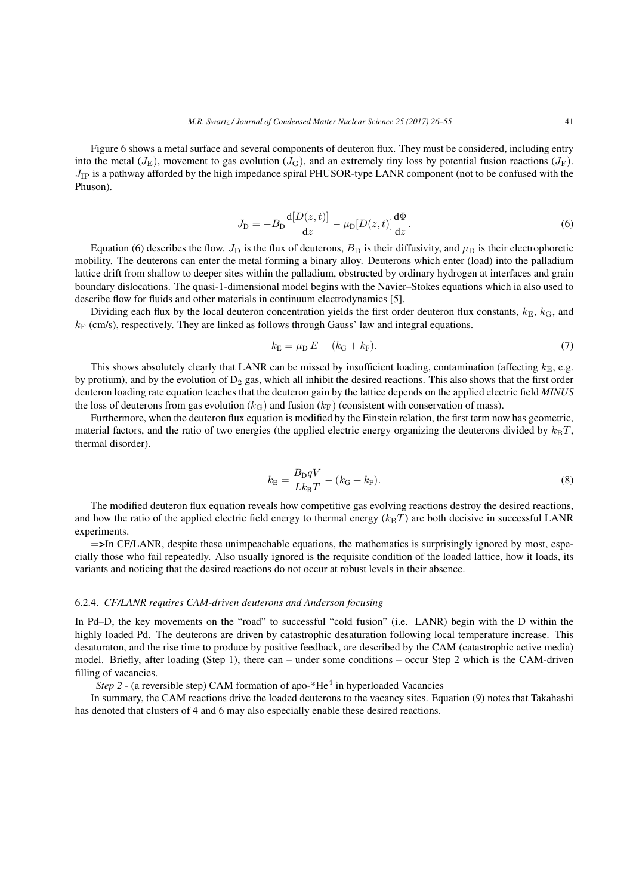Figure 6 shows a metal surface and several components of deuteron flux. They must be considered, including entry into the metal ($J_E$), movement to gas evolution ($J_G$), and an extremely tiny loss by potential fusion reactions ($J_F$). $J_{IP}$ is a pathway afforded by the high impedance spiral PHUSOR-type LANR component (not to be confused with the Phuson).

$$J_D = -B_D \frac{d[D(z,t)]}{dz} - \mu_D[D(z,t)]\frac{d\Phi}{dz}. \tag{6}$$

Equation (6) describes the flow. $J_D$ is the flux of deuterons, $B_D$ is their diffusivity, and $\mu_D$ is their electrophoretic mobility. The deuterons can enter the metal forming a binary alloy. Deuterons which enter (load) into the palladium lattice drift from shallow to deeper sites within the palladium, obstructed by ordinary hydrogen at interfaces and grain boundary dislocations. The quasi-1-dimensional model begins with the Navier–Stokes equations which ia also used to describe flow for fluids and other materials in continuum electrodynamics [5].

Dividing each flux by the local deuteron concentration yields the first order deuteron flux constants, $k_E$, $k_G$, and $k_F$ (cm/s), respectively. They are linked as follows through Gauss' law and integral equations.

$$k_E = \mu_D E - (k_G + k_F). \tag{7}$$

This shows absolutely clearly that LANR can be missed by insufficient loading, contamination (affecting $k_E$, e.g. by protium), and by the evolution of $D_2$ gas, which all inhibit the desired reactions. This also shows that the first order deuteron loading rate equation teaches that the deuteron gain by the lattice depends on the applied electric field *MINUS* the loss of deuterons from gas evolution ($k_G$) and fusion ($k_F$) (consistent with conservation of mass).

Furthermore, when the deuteron flux equation is modified by the Einstein relation, the first term now has geometric, material factors, and the ratio of two energies (the applied electric energy organizing the deuterons divided by $k_B T$, thermal disorder).

$$k_E = \frac{B_D q V}{L k_B T} - (k_G + k_F). \tag{8}$$

The modified deuteron flux equation reveals how competitive gas evolving reactions destroy the desired reactions, and how the ratio of the applied electric field energy to thermal energy ($k_B T$) are both decisive in successful LANR experiments.

=>In CF/LANR, despite these unimpeachable equations, the mathematics is surprisingly ignored by most, especially those who fail repeatedly. Also usually ignored is the requisite condition of the loaded lattice, how it loads, its variants and noticing that the desired reactions do not occur at robust levels in their absence.

#### 6.2.4. *CF/LANR requires CAM-driven deuterons and Anderson focusing*

In Pd–D, the key movements on the "road" to successful "cold fusion" (i.e. LANR) begin with the D within the highly loaded Pd. The deuterons are driven by catastrophic desaturation following local temperature increase. This desaturaton, and the rise time to produce by positive feedback, are described by the CAM (catastrophic active media) model. Briefly, after loading (Step 1), there can – under some conditions – occur Step 2 which is the CAM-driven filling of vacancies.

*Step 2* - (a reversible step) CAM formation of apo-*$He^4$ in hyperloaded Vacancies

In summary, the CAM reactions drive the loaded deuterons to the vacancy sites. Equation (9) notes that Takahashi has denoted that clusters of 4 and 6 may also especially enable these desired reactions.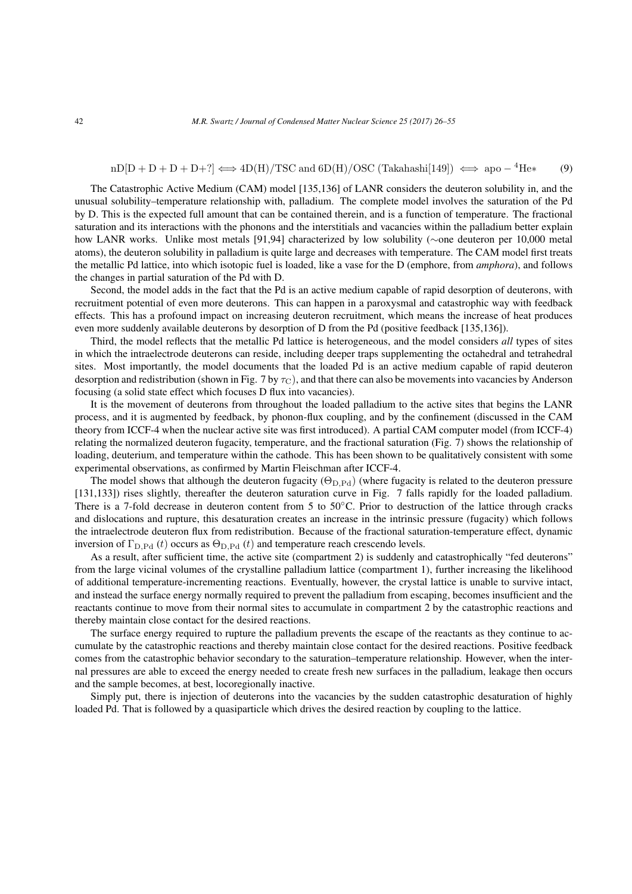$$\mathrm{nD[D + D + D + D+?]} \Longleftrightarrow \mathrm{4D(H)/TSC\ and\ 6D(H)/OSC\ (Takahashi[149])} \Longleftrightarrow \mathrm{apo-{}^4He*} \qquad (9)$$

The Catastrophic Active Medium (CAM) model [135,136] of LANR considers the deuteron solubility in, and the unusual solubility–temperature relationship with, palladium. The complete model involves the saturation of the Pd by D. This is the expected full amount that can be contained therein, and is a function of temperature. The fractional saturation and its interactions with the phonons and the interstitials and vacancies within the palladium better explain how LANR works. Unlike most metals [91,94] characterized by low solubility ($\sim$one deuteron per 10,000 metal atoms), the deuteron solubility in palladium is quite large and decreases with temperature. The CAM model first treats the metallic Pd lattice, into which isotopic fuel is loaded, like a vase for the D (emphore, from *amphora*), and follows the changes in partial saturation of the Pd with D.

Second, the model adds in the fact that the Pd is an active medium capable of rapid desorption of deuterons, with recruitment potential of even more deuterons. This can happen in a paroxysmal and catastrophic way with feedback effects. This has a profound impact on increasing deuteron recruitment, which means the increase of heat produces even more suddenly available deuterons by desorption of D from the Pd (positive feedback [135,136]).

Third, the model reflects that the metallic Pd lattice is heterogeneous, and the model considers *all* types of sites in which the intraelectrode deuterons can reside, including deeper traps supplementing the octahedral and tetrahedral sites. Most importantly, the model documents that the loaded Pd is an active medium capable of rapid deuteron desorption and redistribution (shown in Fig. 7 by $\tau_C$), and that there can also be movements into vacancies by Anderson focusing (a solid state effect which focuses D flux into vacancies).

It is the movement of deuterons from throughout the loaded palladium to the active sites that begins the LANR process, and it is augmented by feedback, by phonon-flux coupling, and by the confinement (discussed in the CAM theory from ICCF-4 when the nuclear active site was first introduced). A partial CAM computer model (from ICCF-4) relating the normalized deuteron fugacity, temperature, and the fractional saturation (Fig. 7) shows the relationship of loading, deuterium, and temperature within the cathode. This has been shown to be qualitatively consistent with some experimental observations, as confirmed by Martin Fleischman after ICCF-4.

The model shows that although the deuteron fugacity ($\Theta_{\mathrm{D,Pd}}$) (where fugacity is related to the deuteron pressure [131,133]) rises slightly, thereafter the deuteron saturation curve in Fig. 7 falls rapidly for the loaded palladium. There is a 7-fold decrease in deuteron content from 5 to 50°C. Prior to destruction of the lattice through cracks and dislocations and rupture, this desaturation creates an increase in the intrinsic pressure (fugacity) which follows the intraelectrode deuteron flux from redistribution. Because of the fractional saturation-temperature effect, dynamic inversion of $\Gamma_{\mathrm{D,Pd}}(t)$ occurs as $\Theta_{\mathrm{D,Pd}}(t)$ and temperature reach crescendo levels.

As a result, after sufficient time, the active site (compartment 2) is suddenly and catastrophically "fed deuterons" from the large vicinal volumes of the crystalline palladium lattice (compartment 1), further increasing the likelihood of additional temperature-incrementing reactions. Eventually, however, the crystal lattice is unable to survive intact, and instead the surface energy normally required to prevent the palladium from escaping, becomes insufficient and the reactants continue to move from their normal sites to accumulate in compartment 2 by the catastrophic reactions and thereby maintain close contact for the desired reactions.

The surface energy required to rupture the palladium prevents the escape of the reactants as they continue to accumulate by the catastrophic reactions and thereby maintain close contact for the desired reactions. Positive feedback comes from the catastrophic behavior secondary to the saturation–temperature relationship. However, when the internal pressures are able to exceed the energy needed to create fresh new surfaces in the palladium, leakage then occurs and the sample becomes, at best, locoregionally inactive.

Simply put, there is injection of deuterons into the vacancies by the sudden catastrophic desaturation of highly loaded Pd. That is followed by a quasiparticle which drives the desired reaction by coupling to the lattice.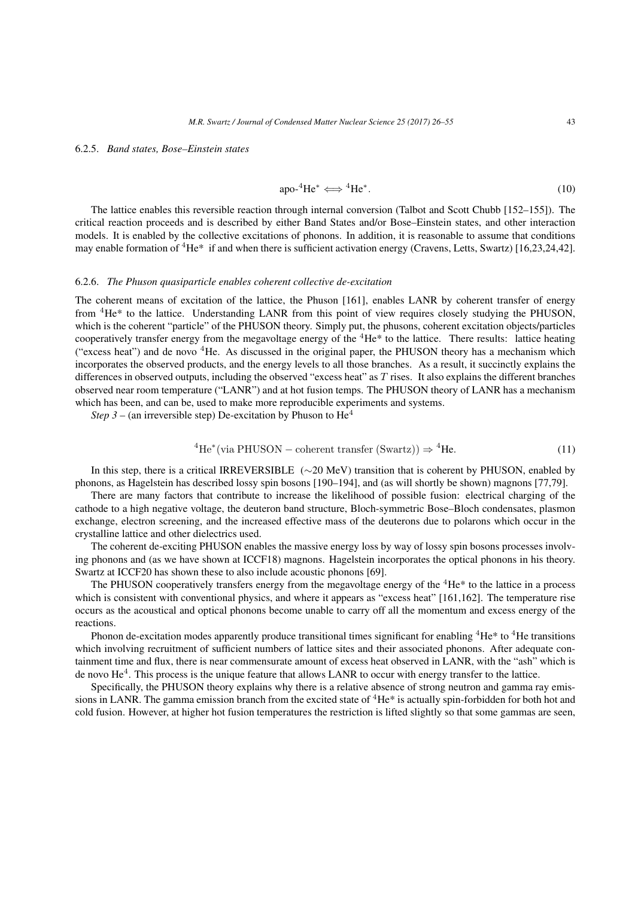#### 6.2.5. *Band states, Bose–Einstein states*

$$\text{apo-}^{4}\text{He}^{*} \Longleftrightarrow {}^{4}\text{He}^{*}. \tag{10}$$

The lattice enables this reversible reaction through internal conversion (Talbot and Scott Chubb [152–155]). The critical reaction proceeds and is described by either Band States and/or Bose–Einstein states, and other interaction models. It is enabled by the collective excitations of phonons. In addition, it is reasonable to assume that conditions may enable formation of $^{4}$He* if and when there is sufficient activation energy (Cravens, Letts, Swartz) [16,23,24,42].

#### 6.2.6. *The Phuson quasiparticle enables coherent collective de-excitation*

The coherent means of excitation of the lattice, the Phuson [161], enables LANR by coherent transfer of energy from $^{4}$He* to the lattice. Understanding LANR from this point of view requires closely studying the PHUSON, which is the coherent "particle" of the PHUSON theory. Simply put, the phusons, coherent excitation objects/particles cooperatively transfer energy from the megavoltage energy of the $^{4}$He* to the lattice. There results: lattice heating ("excess heat") and de novo $^{4}$He. As discussed in the original paper, the PHUSON theory has a mechanism which incorporates the observed products, and the energy levels to all those branches. As a result, it succinctly explains the differences in observed outputs, including the observed "excess heat" as $T$ rises. It also explains the different branches observed near room temperature ("LANR") and at hot fusion temps. The PHUSON theory of LANR has a mechanism which has been, and can be, used to make more reproducible experiments and systems.

*Step 3* – (an irreversible step) De-excitation by Phuson to He$^{4}$

$$^{4}\text{He}^{*}(\text{via PHUSON} - \text{coherent transfer (Swartz)}) \Rightarrow {}^{4}\text{He}. \tag{11}$$

In this step, there is a critical IRREVERSIBLE ($\sim$20 MeV) transition that is coherent by PHUSON, enabled by phonons, as Hagelstein has described lossy spin bosons [190–194], and (as will shortly be shown) magnons [77,79].

There are many factors that contribute to increase the likelihood of possible fusion: electrical charging of the cathode to a high negative voltage, the deuteron band structure, Bloch-symmetric Bose–Bloch condensates, plasmon exchange, electron screening, and the increased effective mass of the deuterons due to polarons which occur in the crystalline lattice and other dielectrics used.

The coherent de-exciting PHUSON enables the massive energy loss by way of lossy spin bosons processes involving phonons and (as we have shown at ICCF18) magnons. Hagelstein incorporates the optical phonons in his theory. Swartz at ICCF20 has shown these to also include acoustic phonons [69].

The PHUSON cooperatively transfers energy from the megavoltage energy of the $^{4}$He* to the lattice in a process which is consistent with conventional physics, and where it appears as "excess heat" [161,162]. The temperature rise occurs as the acoustical and optical phonons become unable to carry off all the momentum and excess energy of the reactions.

Phonon de-excitation modes apparently produce transitional times significant for enabling $^{4}$He* to $^{4}$He transitions which involving recruitment of sufficient numbers of lattice sites and their associated phonons. After adequate containment time and flux, there is near commensurate amount of excess heat observed in LANR, with the "ash" which is de novo He$^{4}$. This process is the unique feature that allows LANR to occur with energy transfer to the lattice.

Specifically, the PHUSON theory explains why there is a relative absence of strong neutron and gamma ray emissions in LANR. The gamma emission branch from the excited state of $^{4}$He* is actually spin-forbidden for both hot and cold fusion. However, at higher hot fusion temperatures the restriction is lifted slightly so that some gammas are seen,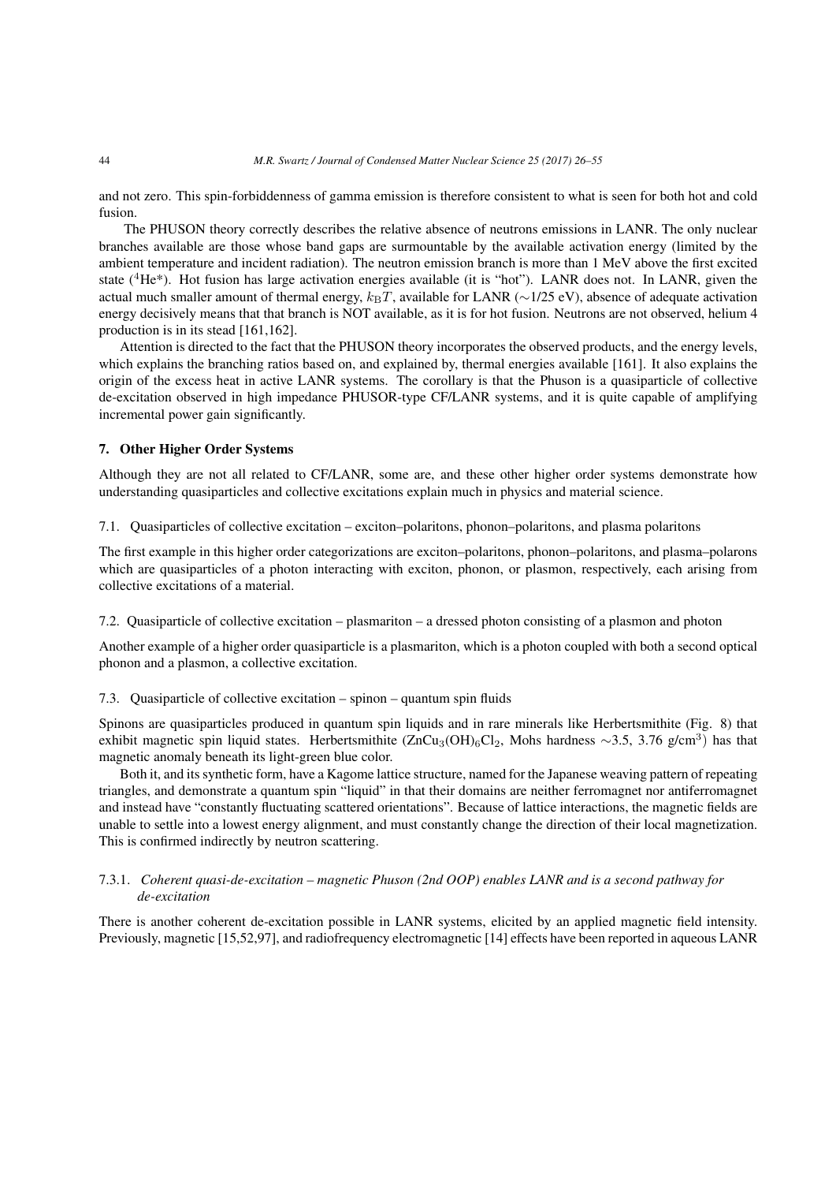and not zero. This spin-forbiddenness of gamma emission is therefore consistent to what is seen for both hot and cold fusion.

The PHUSON theory correctly describes the relative absence of neutrons emissions in LANR. The only nuclear branches available are those whose band gaps are surmountable by the available activation energy (limited by the ambient temperature and incident radiation). The neutron emission branch is more than 1 MeV above the first excited state ($^4$He*). Hot fusion has large activation energies available (it is "hot"). LANR does not. In LANR, given the actual much smaller amount of thermal energy, $k_B T$, available for LANR ($\sim$1/25 eV), absence of adequate activation energy decisively means that that branch is NOT available, as it is for hot fusion. Neutrons are not observed, helium 4 production is in its stead [161,162].

Attention is directed to the fact that the PHUSON theory incorporates the observed products, and the energy levels, which explains the branching ratios based on, and explained by, thermal energies available [161]. It also explains the origin of the excess heat in active LANR systems. The corollary is that the Phuson is a quasiparticle of collective de-excitation observed in high impedance PHUSOR-type CF/LANR systems, and it is quite capable of amplifying incremental power gain significantly.

## 7. Other Higher Order Systems

Although they are not all related to CF/LANR, some are, and these other higher order systems demonstrate how understanding quasiparticles and collective excitations explain much in physics and material science.

### 7.1. Quasiparticles of collective excitation – exciton–polaritons, phonon–polaritons, and plasma polaritons

The first example in this higher order categorizations are exciton–polaritons, phonon–polaritons, and plasma–polarons which are quasiparticles of a photon interacting with exciton, phonon, or plasmon, respectively, each arising from collective excitations of a material.

### 7.2. Quasiparticle of collective excitation – plasmariton – a dressed photon consisting of a plasmon and photon

Another example of a higher order quasiparticle is a plasmariton, which is a photon coupled with both a second optical phonon and a plasmon, a collective excitation.

### 7.3. Quasiparticle of collective excitation – spinon – quantum spin fluids

Spinons are quasiparticles produced in quantum spin liquids and in rare minerals like Herbertsmithite (Fig. 8) that exhibit magnetic spin liquid states. Herbertsmithite ($ZnCu_3(OH)_6Cl_2$, Mohs hardness $\sim$3.5, 3.76 g/cm$^3$) has that magnetic anomaly beneath its light-green blue color.

Both it, and its synthetic form, have a Kagome lattice structure, named for the Japanese weaving pattern of repeating triangles, and demonstrate a quantum spin "liquid" in that their domains are neither ferromagnet nor antiferromagnet and instead have "constantly fluctuating scattered orientations". Because of lattice interactions, the magnetic fields are unable to settle into a lowest energy alignment, and must constantly change the direction of their local magnetization. This is confirmed indirectly by neutron scattering.

#### 7.3.1. *Coherent quasi-de-excitation – magnetic Phuson (2nd OOP) enables LANR and is a second pathway for de-excitation*

There is another coherent de-excitation possible in LANR systems, elicited by an applied magnetic field intensity. Previously, magnetic [15,52,97], and radiofrequency electromagnetic [14] effects have been reported in aqueous LANR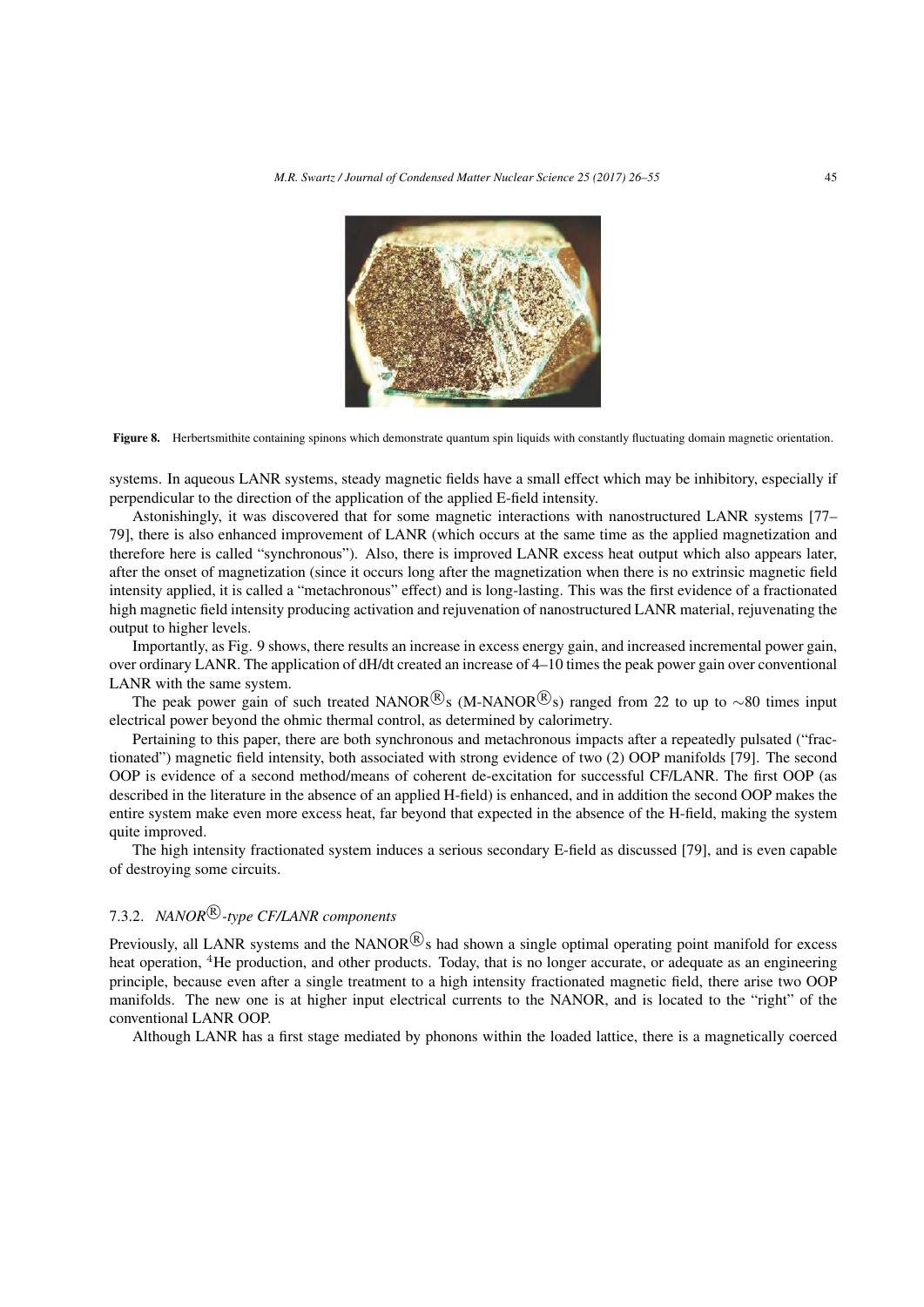**Figure 8.** Herbertsmithite containing spinons which demonstrate quantum spin liquids with constantly fluctuating domain magnetic orientation.

systems. In aqueous LANR systems, steady magnetic fields have a small effect which may be inhibitory, especially if perpendicular to the direction of the application of the applied E-field intensity.

Astonishingly, it was discovered that for some magnetic interactions with nanostructured LANR systems [77–79], there is also enhanced improvement of LANR (which occurs at the same time as the applied magnetization and therefore here is called "synchronous"). Also, there is improved LANR excess heat output which also appears later, after the onset of magnetization (since it occurs long after the magnetization when there is no extrinsic magnetic field intensity applied, it is called a "metachronous" effect) and is long-lasting. This was the first evidence of a fractionated high magnetic field intensity producing activation and rejuvenation of nanostructured LANR material, rejuvenating the output to higher levels.

Importantly, as Fig. 9 shows, there results an increase in excess energy gain, and increased incremental power gain, over ordinary LANR. The application of dH/dt created an increase of 4–10 times the peak power gain over conventional LANR with the same system.

The peak power gain of such treated NANOR®s (M-NANOR®s) ranged from 22 to up to ~80 times input electrical power beyond the ohmic thermal control, as determined by calorimetry.

Pertaining to this paper, there are both synchronous and metachronous impacts after a repeatedly pulsated ("fractionated") magnetic field intensity, both associated with strong evidence of two (2) OOP manifolds [79]. The second OOP is evidence of a second method/means of coherent de-excitation for successful CF/LANR. The first OOP (as described in the literature in the absence of an applied H-field) is enhanced, and in addition the second OOP makes the entire system make even more excess heat, far beyond that expected in the absence of the H-field, making the system quite improved.

The high intensity fractionated system induces a serious secondary E-field as discussed [79], and is even capable of destroying some circuits.

### 7.3.2. *NANOR®-type CF/LANR components*

Previously, all LANR systems and the NANOR®s had shown a single optimal operating point manifold for excess heat operation, $^4$He production, and other products. Today, that is no longer accurate, or adequate as an engineering principle, because even after a single treatment to a high intensity fractionated magnetic field, there arise two OOP manifolds. The new one is at higher input electrical currents to the NANOR, and is located to the "right" of the conventional LANR OOP.

Although LANR has a first stage mediated by phonons within the loaded lattice, there is a magnetically coerced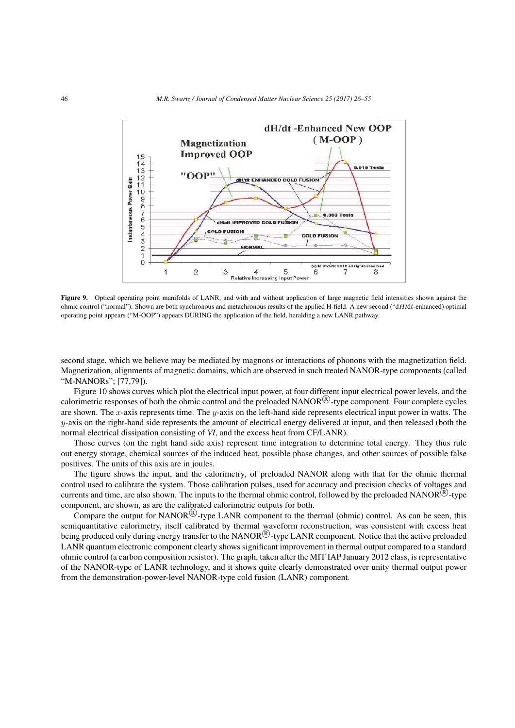**Figure 9.** Optical operating point manifolds of LANR, and with and without application of large magnetic field intensities shown against the ohmic control ("normal"). Shown are both synchronous and metachronous results of the applied H-field. A new second ("d$H$/d$t$-enhanced) optimal operating point appears ("M-OOP") appears DURING the application of the field, heralding a new LANR pathway.

second stage, which we believe may be mediated by magnons or interactions of phonons with the magnetization field. Magnetization, alignments of magnetic domains, which are observed in such treated NANOR-type components (called "M-NANORs"; [77,79]).

Figure 10 shows curves which plot the electrical input power, at four different input electrical power levels, and the calorimetric responses of both the ohmic control and the preloaded NANOR®-type component. Four complete cycles are shown. The $x$-axis represents time. The $y$-axis on the left-hand side represents electrical input power in watts. The $y$-axis on the right-hand side represents the amount of electrical energy delivered at input, and then released (both the normal electrical dissipation consisting of *VI*, and the excess heat from CF/LANR).

Those curves (on the right hand side axis) represent time integration to determine total energy. They thus rule out energy storage, chemical sources of the induced heat, possible phase changes, and other sources of possible false positives. The units of this axis are in joules.

The figure shows the input, and the calorimetry, of preloaded NANOR along with that for the ohmic thermal control used to calibrate the system. Those calibration pulses, used for accuracy and precision checks of voltages and currents and time, are also shown. The inputs to the thermal ohmic control, followed by the preloaded NANOR®-type component, are shown, as are the calibrated calorimetric outputs for both.

Compare the output for NANOR®-type LANR component to the thermal (ohmic) control. As can be seen, this semiquantitative calorimetry, itself calibrated by thermal waveform reconstruction, was consistent with excess heat being produced only during energy transfer to the NANOR®-type LANR component. Notice that the active preloaded LANR quantum electronic component clearly shows significant improvement in thermal output compared to a standard ohmic control (a carbon composition resistor). The graph, taken after the MIT IAP January 2012 class, is representative of the NANOR-type of LANR technology, and it shows quite clearly demonstrated over unity thermal output power from the demonstration-power-level NANOR-type cold fusion (LANR) component.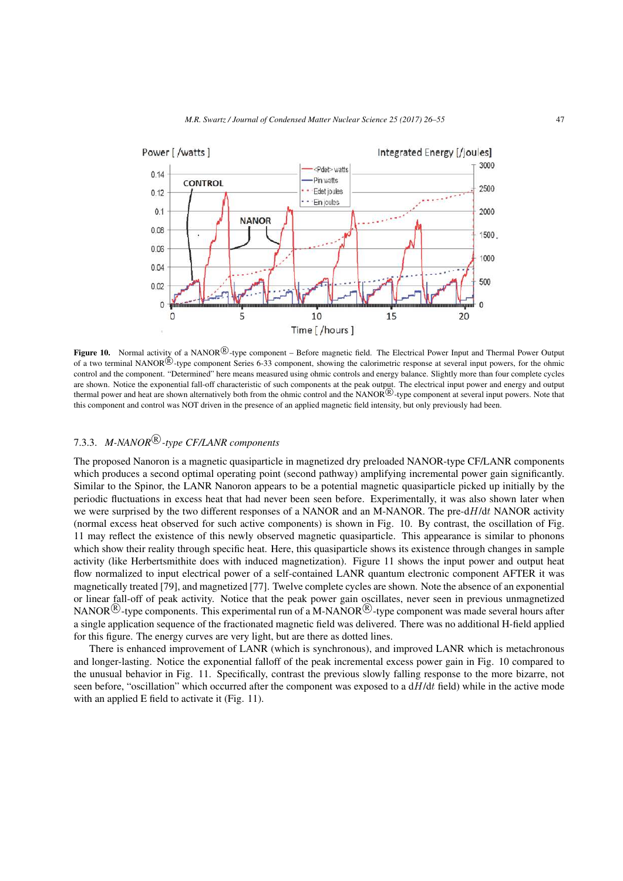**Figure 10.** Normal activity of a NANOR®-type component – Before magnetic field. The Electrical Power Input and Thermal Power Output of a two terminal NANOR®-type component Series 6-33 component, showing the calorimetric response at several input powers, for the ohmic control and the component. "Determined" here means measured using ohmic controls and energy balance. Slightly more than four complete cycles are shown. Notice the exponential fall-off characteristic of such components at the peak output. The electrical input power and energy and output thermal power and heat are shown alternatively both from the ohmic control and the NANOR®-type component at several input powers. Note that this component and control was NOT driven in the presence of an applied magnetic field intensity, but only previously had been.

### 7.3.3. *M-NANOR®-type CF/LANR components*

The proposed Nanoron is a magnetic quasiparticle in magnetized dry preloaded NANOR-type CF/LANR components which produces a second optimal operating point (second pathway) amplifying incremental power gain significantly. Similar to the Spinor, the LANR Nanoron appears to be a potential magnetic quasiparticle picked up initially by the periodic fluctuations in excess heat that had never been seen before. Experimentally, it was also shown later when we were surprised by the two different responses of a NANOR and an M-NANOR. The pre-$dH/dt$ NANOR activity (normal excess heat observed for such active components) is shown in Fig. 10. By contrast, the oscillation of Fig. 11 may reflect the existence of this newly observed magnetic quasiparticle. This appearance is similar to phonons which show their reality through specific heat. Here, this quasiparticle shows its existence through changes in sample activity (like Herbertsmithite does with induced magnetization). Figure 11 shows the input power and output heat flow normalized to input electrical power of a self-contained LANR quantum electronic component AFTER it was magnetically treated [79], and magnetized [77]. Twelve complete cycles are shown. Note the absence of an exponential or linear fall-off of peak activity. Notice that the peak power gain oscillates, never seen in previous unmagnetized NANOR®-type components. This experimental run of a M-NANOR®-type component was made several hours after a single application sequence of the fractionated magnetic field was delivered. There was no additional H-field applied for this figure. The energy curves are very light, but are there as dotted lines.

There is enhanced improvement of LANR (which is synchronous), and improved LANR which is metachronous and longer-lasting. Notice the exponential falloff of the peak incremental excess power gain in Fig. 10 compared to the unusual behavior in Fig. 11. Specifically, contrast the previous slowly falling response to the more bizarre, not seen before, "oscillation" which occurred after the component was exposed to a $dH/dt$ field) while in the active mode with an applied E field to activate it (Fig. 11).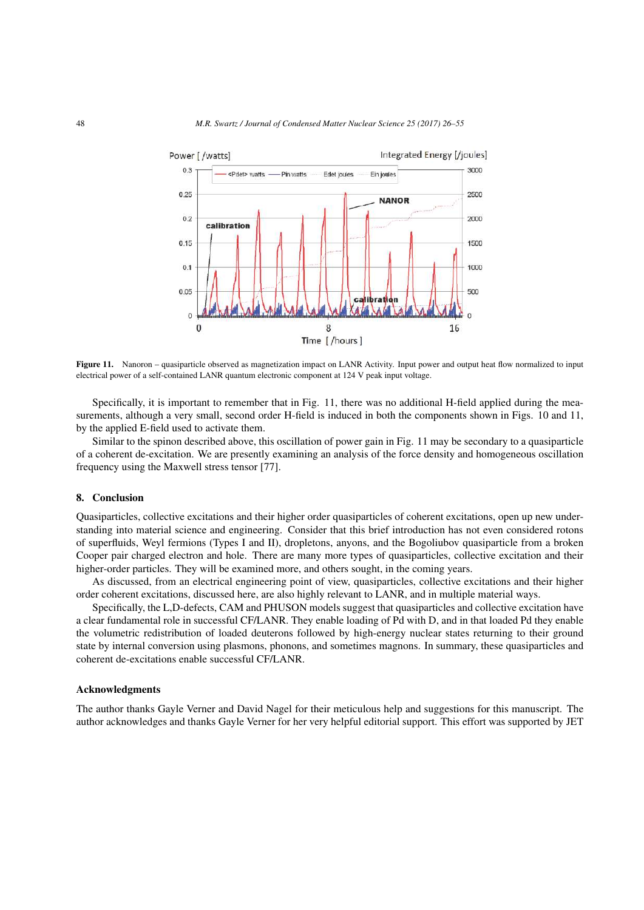**Figure 11.** Nanoron – quasiparticle observed as magnetization impact on LANR Activity. Input power and output heat flow normalized to input electrical power of a self-contained LANR quantum electronic component at 124 V peak input voltage.

Specifically, it is important to remember that in Fig. 11, there was no additional H-field applied during the measurements, although a very small, second order H-field is induced in both the components shown in Figs. 10 and 11, by the applied E-field used to activate them.

Similar to the spinon described above, this oscillation of power gain in Fig. 11 may be secondary to a quasiparticle of a coherent de-excitation. We are presently examining an analysis of the force density and homogeneous oscillation frequency using the Maxwell stress tensor [77].

## 8. Conclusion

Quasiparticles, collective excitations and their higher order quasiparticles of coherent excitations, open up new understanding into material science and engineering. Consider that this brief introduction has not even considered rotons of superfluids, Weyl fermions (Types I and II), dropletons, anyons, and the Bogoliubov quasiparticle from a broken Cooper pair charged electron and hole. There are many more types of quasiparticles, collective excitation and their higher-order particles. They will be examined more, and others sought, in the coming years.

As discussed, from an electrical engineering point of view, quasiparticles, collective excitations and their higher order coherent excitations, discussed here, are also highly relevant to LANR, and in multiple material ways.

Specifically, the L,D-defects, CAM and PHUSON models suggest that quasiparticles and collective excitation have a clear fundamental role in successful CF/LANR. They enable loading of Pd with D, and in that loaded Pd they enable the volumetric redistribution of loaded deuterons followed by high-energy nuclear states returning to their ground state by internal conversion using plasmons, phonons, and sometimes magnons. In summary, these quasiparticles and coherent de-excitations enable successful CF/LANR.

## Acknowledgments

The author thanks Gayle Verner and David Nagel for their meticulous help and suggestions for this manuscript. The author acknowledges and thanks Gayle Verner for her very helpful editorial support. This effort was supported by JET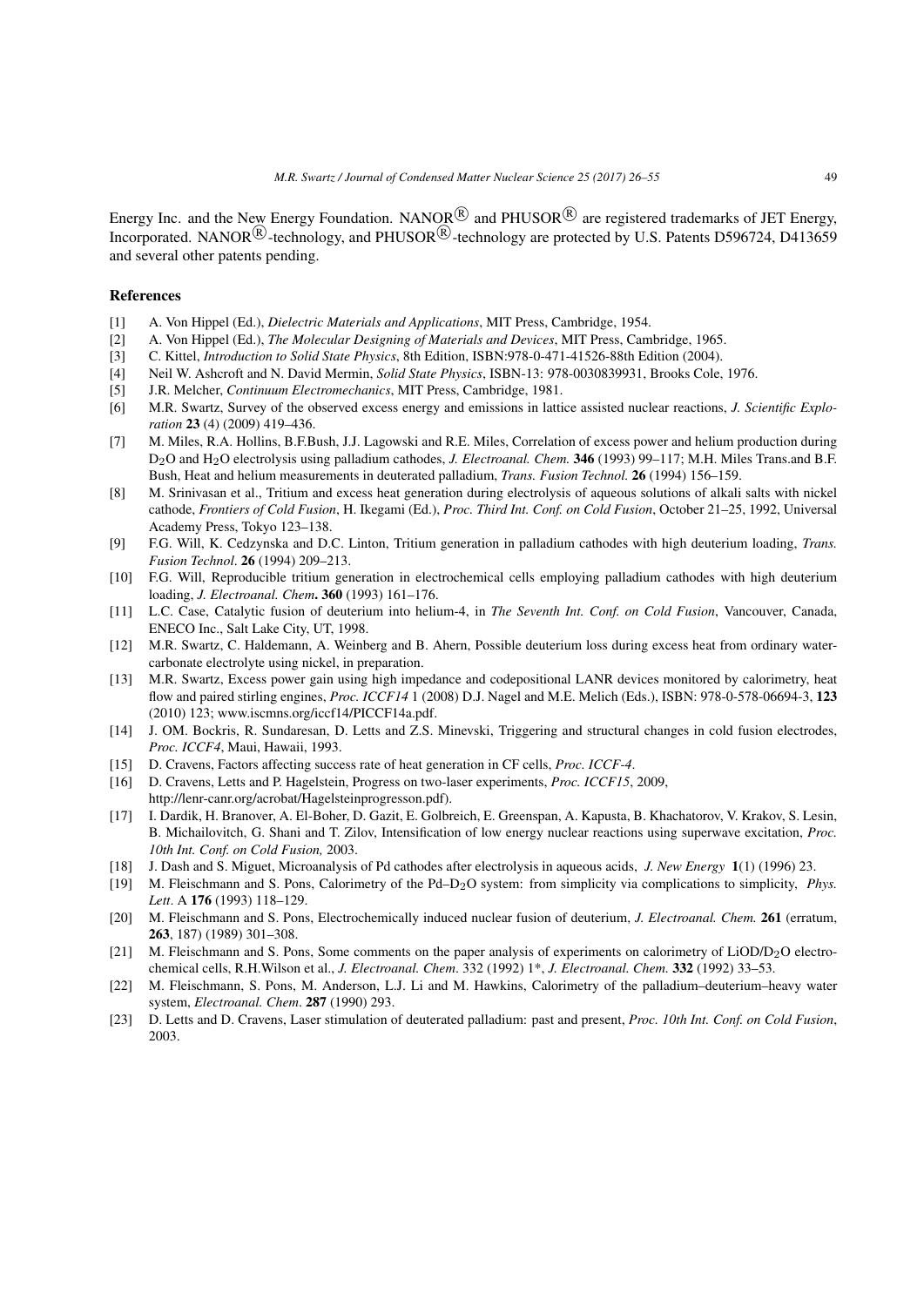Energy Inc. and the New Energy Foundation. NANOR® and PHUSOR® are registered trademarks of JET Energy, Incorporated. NANOR®-technology, and PHUSOR®-technology are protected by U.S. Patents D596724, D413659 and several other patents pending.

## References

[1] A. Von Hippel (Ed.), *Dielectric Materials and Applications*, MIT Press, Cambridge, 1954.

[2] A. Von Hippel (Ed.), *The Molecular Designing of Materials and Devices*, MIT Press, Cambridge, 1965.

[3] C. Kittel, *Introduction to Solid State Physics*, 8th Edition, ISBN:978-0-471-41526-88th Edition (2004).

[4] Neil W. Ashcroft and N. David Mermin, *Solid State Physics*, ISBN-13: 978-0030839931, Brooks Cole, 1976.

[5] J.R. Melcher, *Continuum Electromechanics*, MIT Press, Cambridge, 1981.

[6] M.R. Swartz, Survey of the observed excess energy and emissions in lattice assisted nuclear reactions, *J. Scientific Exploration* **23** (4) (2009) 419–436.

[7] M. Miles, R.A. Hollins, B.F.Bush, J.J. Lagowski and R.E. Miles, Correlation of excess power and helium production during $D_2O$ and $H_2O$ electrolysis using palladium cathodes, *J. Electroanal. Chem.* **346** (1993) 99–117; M.H. Miles Trans.and B.F. Bush, Heat and helium measurements in deuterated palladium, *Trans. Fusion Technol.* **26** (1994) 156–159.

[8] M. Srinivasan et al., Tritium and excess heat generation during electrolysis of aqueous solutions of alkali salts with nickel cathode, *Frontiers of Cold Fusion*, H. Ikegami (Ed.), *Proc. Third Int. Conf. on Cold Fusion*, October 21–25, 1992, Universal Academy Press, Tokyo 123–138.

[9] F.G. Will, K. Cedzynska and D.C. Linton, Tritium generation in palladium cathodes with high deuterium loading, *Trans. Fusion Technol*. **26** (1994) 209–213.

[10] F.G. Will, Reproducible tritium generation in electrochemical cells employing palladium cathodes with high deuterium loading, *J. Electroanal. Chem*. **360** (1993) 161–176.

[11] L.C. Case, Catalytic fusion of deuterium into helium-4, in *The Seventh Int. Conf. on Cold Fusion*, Vancouver, Canada, ENECO Inc., Salt Lake City, UT, 1998.

[12] M.R. Swartz, C. Haldemann, A. Weinberg and B. Ahern, Possible deuterium loss during excess heat from ordinary water-carbonate electrolyte using nickel, in preparation.

[13] M.R. Swartz, Excess power gain using high impedance and codepositional LANR devices monitored by calorimetry, heat flow and paired stirling engines, *Proc. ICCF14* 1 (2008) D.J. Nagel and M.E. Melich (Eds.), ISBN: 978-0-578-06694-3, **123** (2010) 123; www.iscmns.org/iccf14/PlCCF14a.pdf.

[14] J. OM. Bockris, R. Sundaresan, D. Letts and Z.S. Minevski, Triggering and structural changes in cold fusion electrodes, *Proc. ICCF4*, Maui, Hawaii, 1993.

[15] D. Cravens, Factors affecting success rate of heat generation in CF cells, *Proc. ICCF-4*.

[16] D. Cravens, Letts and P. Hagelstein, Progress on two-laser experiments, *Proc. ICCF15*, 2009, http://lenr-canr.org/acrobat/Hagelsteinprogresson.pdf).

[17] I. Dardik, H. Branover, A. El-Boher, D. Gazit, E. Golbreich, E. Greenspan, A. Kapusta, B. Khachatorov, V. Krakov, S. Lesin, B. Michailovitch, G. Shani and T. Zilov, Intensification of low energy nuclear reactions using superwave excitation, *Proc. 10th Int. Conf. on Cold Fusion,* 2003.

[18] J. Dash and S. Miguet, Microanalysis of Pd cathodes after electrolysis in aqueous acids, *J. New Energy* **1**(1) (1996) 23.

[19] M. Fleischmann and S. Pons, Calorimetry of the Pd–$D_2O$ system: from simplicity via complications to simplicity, *Phys. Lett*. A **176** (1993) 118–129.

[20] M. Fleischmann and S. Pons, Electrochemically induced nuclear fusion of deuterium, *J. Electroanal. Chem.* **261** (erratum, **263**, 187) (1989) 301–308.

[21] M. Fleischmann and S. Pons, Some comments on the paper analysis of experiments on calorimetry of LiOD/$D_2O$ electrochemical cells, R.H.Wilson et al., *J. Electroanal. Chem*. 332 (1992) 1*, *J. Electroanal. Chem.* **332** (1992) 33–53.

[22] M. Fleischmann, S. Pons, M. Anderson, L.J. Li and M. Hawkins, Calorimetry of the palladium–deuterium–heavy water system, *Electroanal. Chem*. **287** (1990) 293.

[23] D. Letts and D. Cravens, Laser stimulation of deuterated palladium: past and present, *Proc. 10th Int. Conf. on Cold Fusion*, 2003.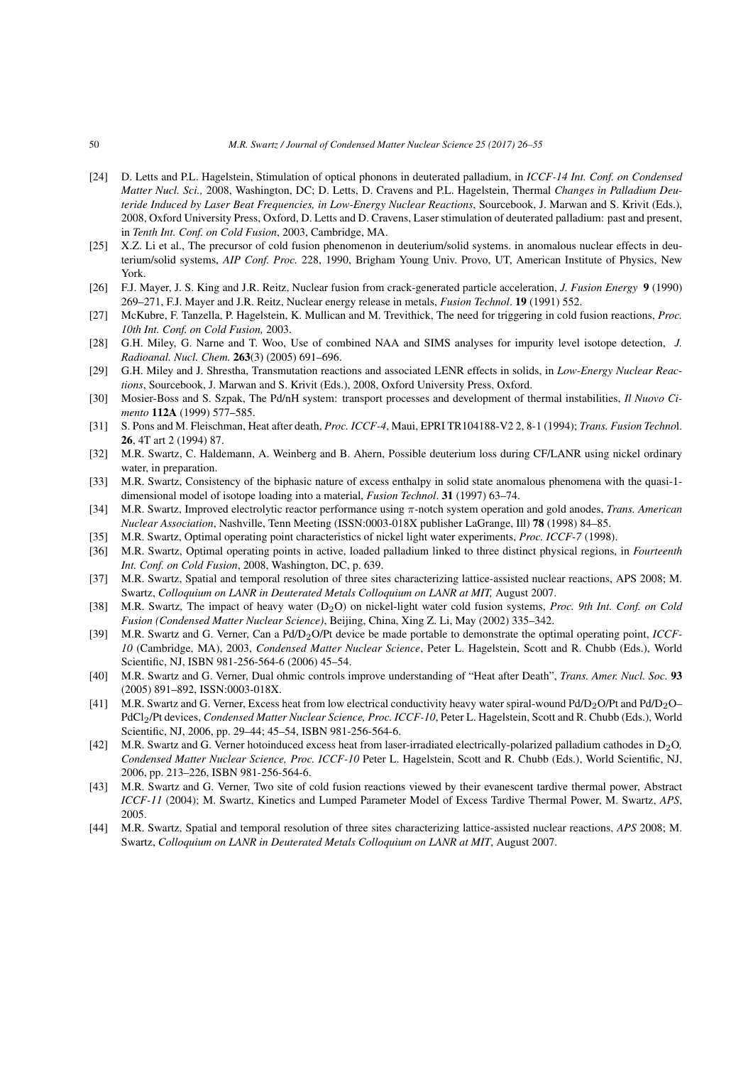[24] D. Letts and P.L. Hagelstein, Stimulation of optical phonons in deuterated palladium, in *ICCF-14 Int. Conf. on Condensed Matter Nucl. Sci.,* 2008, Washington, DC; D. Letts, D. Cravens and P.L. Hagelstein, Thermal *Changes in Palladium Deuteride Induced by Laser Beat Frequencies, in Low-Energy Nuclear Reactions*, Sourcebook, J. Marwan and S. Krivit (Eds.), 2008, Oxford University Press, Oxford, D. Letts and D. Cravens, Laser stimulation of deuterated palladium: past and present, in *Tenth Int. Conf. on Cold Fusion*, 2003, Cambridge, MA.

[25] X.Z. Li et al., The precursor of cold fusion phenomenon in deuterium/solid systems. in anomalous nuclear effects in deuterium/solid systems, *AIP Conf. Proc.* 228, 1990, Brigham Young Univ. Provo, UT, American Institute of Physics, New York.

[26] F.J. Mayer, J. S. King and J.R. Reitz, Nuclear fusion from crack-generated particle acceleration, *J. Fusion Energy* **9** (1990) 269–271, F.J. Mayer and J.R. Reitz, Nuclear energy release in metals, *Fusion Technol*. **19** (1991) 552.

[27] McKubre, F. Tanzella, P. Hagelstein, K. Mullican and M. Trevithick, The need for triggering in cold fusion reactions, *Proc. 10th Int. Conf. on Cold Fusion,* 2003.

[28] G.H. Miley, G. Narne and T. Woo, Use of combined NAA and SIMS analyses for impurity level isotope detection, *J. Radioanal. Nucl. Chem.* **263**(3) (2005) 691–696.

[29] G.H. Miley and J. Shrestha, Transmutation reactions and associated LENR effects in solids, in *Low-Energy Nuclear Reactions*, Sourcebook, J. Marwan and S. Krivit (Eds.), 2008, Oxford University Press, Oxford.

[30] Mosier-Boss and S. Szpak, The Pd/nH system: transport processes and development of thermal instabilities, *Il Nuovo Cimento* **112A** (1999) 577–585.

[31] S. Pons and M. Fleischman, Heat after death, *Proc. ICCF-4*, Maui, EPRI TR104188-V2 2, 8-1 (1994); *Trans. Fusion Technol*. **26**, 4T art 2 (1994) 87.

[32] M.R. Swartz, C. Haldemann, A. Weinberg and B. Ahern, Possible deuterium loss during CF/LANR using nickel ordinary water, in preparation.

[33] M.R. Swartz, Consistency of the biphasic nature of excess enthalpy in solid state anomalous phenomena with the quasi-1-dimensional model of isotope loading into a material, *Fusion Technol*. **31** (1997) 63–74.

[34] M.R. Swartz, Improved electrolytic reactor performance using $\pi$-notch system operation and gold anodes, *Trans. American Nuclear Association*, Nashville, Tenn Meeting (ISSN:0003-018X publisher LaGrange, Ill) **78** (1998) 84–85.

[35] M.R. Swartz, Optimal operating point characteristics of nickel light water experiments, *Proc. ICCF-7* (1998).

[36] M.R. Swartz, Optimal operating points in active, loaded palladium linked to three distinct physical regions, in *Fourteenth Int. Conf. on Cold Fusion*, 2008, Washington, DC, p. 639.

[37] M.R. Swartz, Spatial and temporal resolution of three sites characterizing lattice-assisted nuclear reactions, APS 2008; M. Swartz, *Colloquium on LANR in Deuterated Metals Colloquium on LANR at MIT,* August 2007.

[38] M.R. Swartz, The impact of heavy water ($D_2O$) on nickel-light water cold fusion systems, *Proc. 9th Int. Conf. on Cold Fusion (Condensed Matter Nuclear Science)*, Beijing, China, Xing Z. Li, May (2002) 335–342.

[39] M.R. Swartz and G. Verner, Can a Pd/$D_2O$/Pt device be made portable to demonstrate the optimal operating point, *ICCF-10* (Cambridge, MA), 2003, *Condensed Matter Nuclear Science*, Peter L. Hagelstein, Scott and R. Chubb (Eds.), World Scientific, NJ, ISBN 981-256-564-6 (2006) 45–54.

[40] M.R. Swartz and G. Verner, Dual ohmic controls improve understanding of "Heat after Death", *Trans. Amer. Nucl. Soc.* **93** (2005) 891–892, ISSN:0003-018X.

[41] M.R. Swartz and G. Verner, Excess heat from low electrical conductivity heavy water spiral-wound Pd/$D_2O$/Pt and Pd/$D_2O$–$PdCl_2$/Pt devices, *Condensed Matter Nuclear Science, Proc. ICCF-10*, Peter L. Hagelstein, Scott and R. Chubb (Eds.), World Scientific, NJ, 2006, pp. 29–44; 45–54, ISBN 981-256-564-6.

[42] M.R. Swartz and G. Verner hotoinduced excess heat from laser-irradiated electrically-polarized palladium cathodes in $D_2O$*, Condensed Matter Nuclear Science, Proc. ICCF-10* Peter L. Hagelstein, Scott and R. Chubb (Eds.), World Scientific, NJ, 2006, pp. 213–226, ISBN 981-256-564-6.

[43] M.R. Swartz and G. Verner, Two site of cold fusion reactions viewed by their evanescent tardive thermal power, Abstract *ICCF-11* (2004); M. Swartz, Kinetics and Lumped Parameter Model of Excess Tardive Thermal Power, M. Swartz, *APS*, 2005.

[44] M.R. Swartz, Spatial and temporal resolution of three sites characterizing lattice-assisted nuclear reactions, *APS* 2008; M. Swartz, *Colloquium on LANR in Deuterated Metals Colloquium on LANR at MIT*, August 2007.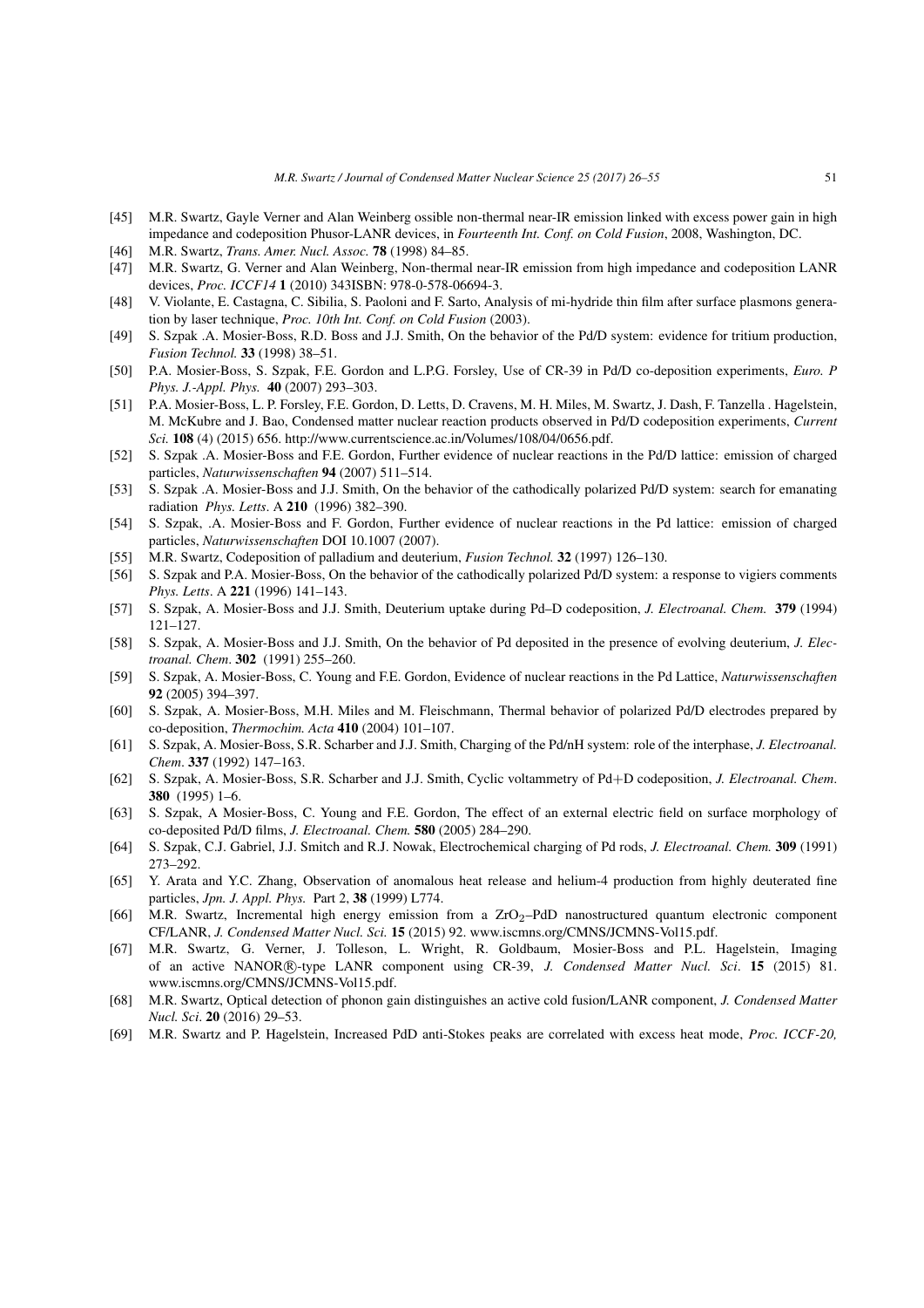[45] M.R. Swartz, Gayle Verner and Alan Weinberg ossible non-thermal near-IR emission linked with excess power gain in high impedance and codeposition Phusor-LANR devices, in *Fourteenth Int. Conf. on Cold Fusion*, 2008, Washington, DC.

[46] M.R. Swartz, *Trans. Amer. Nucl. Assoc.* **78** (1998) 84–85.

[47] M.R. Swartz, G. Verner and Alan Weinberg, Non-thermal near-IR emission from high impedance and codeposition LANR devices, *Proc. ICCF14* **1** (2010) 343ISBN: 978-0-578-06694-3.

[48] V. Violante, E. Castagna, C. Sibilia, S. Paoloni and F. Sarto, Analysis of mi-hydride thin film after surface plasmons generation by laser technique, *Proc. 10th Int. Conf. on Cold Fusion* (2003).

[49] S. Szpak .A. Mosier-Boss, R.D. Boss and J.J. Smith, On the behavior of the Pd/D system: evidence for tritium production, *Fusion Technol.* **33** (1998) 38–51.

[50] P.A. Mosier-Boss, S. Szpak, F.E. Gordon and L.P.G. Forsley, Use of CR-39 in Pd/D co-deposition experiments, *Euro. P Phys. J.-Appl. Phys.* **40** (2007) 293–303.

[51] P.A. Mosier-Boss, L. P. Forsley, F.E. Gordon, D. Letts, D. Cravens, M. H. Miles, M. Swartz, J. Dash, F. Tanzella . Hagelstein, M. McKubre and J. Bao, Condensed matter nuclear reaction products observed in Pd/D codeposition experiments, *Current Sci.* **108** (4) (2015) 656. http://www.currentscience.ac.in/Volumes/108/04/0656.pdf.

[52] S. Szpak .A. Mosier-Boss and F.E. Gordon, Further evidence of nuclear reactions in the Pd/D lattice: emission of charged particles, *Naturwissenschaften* **94** (2007) 511–514.

[53] S. Szpak .A. Mosier-Boss and J.J. Smith, On the behavior of the cathodically polarized Pd/D system: search for emanating radiation *Phys. Letts*. A **210** (1996) 382–390.

[54] S. Szpak, .A. Mosier-Boss and F. Gordon, Further evidence of nuclear reactions in the Pd lattice: emission of charged particles, *Naturwissenschaften* DOI 10.1007 (2007).

[55] M.R. Swartz, Codeposition of palladium and deuterium, *Fusion Technol.* **32** (1997) 126–130.

[56] S. Szpak and P.A. Mosier-Boss, On the behavior of the cathodically polarized Pd/D system: a response to vigiers comments *Phys. Letts*. A **221** (1996) 141–143.

[57] S. Szpak, A. Mosier-Boss and J.J. Smith, Deuterium uptake during Pd–D codeposition, *J. Electroanal. Chem.* **379** (1994) 121–127.

[58] S. Szpak, A. Mosier-Boss and J.J. Smith, On the behavior of Pd deposited in the presence of evolving deuterium, *J. Electroanal. Chem*. **302** (1991) 255–260.

[59] S. Szpak, A. Mosier-Boss, C. Young and F.E. Gordon, Evidence of nuclear reactions in the Pd Lattice, *Naturwissenschaften* **92** (2005) 394–397.

[60] S. Szpak, A. Mosier-Boss, M.H. Miles and M. Fleischmann, Thermal behavior of polarized Pd/D electrodes prepared by co-deposition, *Thermochim. Acta* **410** (2004) 101–107.

[61] S. Szpak, A. Mosier-Boss, S.R. Scharber and J.J. Smith, Charging of the Pd/nH system: role of the interphase, *J. Electroanal. Chem*. **337** (1992) 147–163.

[62] S. Szpak, A. Mosier-Boss, S.R. Scharber and J.J. Smith, Cyclic voltammetry of Pd+D codeposition, *J. Electroanal. Chem*. **380** (1995) 1–6.

[63] S. Szpak, A Mosier-Boss, C. Young and F.E. Gordon, The effect of an external electric field on surface morphology of co-deposited Pd/D films, *J. Electroanal. Chem.* **580** (2005) 284–290.

[64] S. Szpak, C.J. Gabriel, J.J. Smitch and R.J. Nowak, Electrochemical charging of Pd rods, *J. Electroanal. Chem.* **309** (1991) 273–292.

[65] Y. Arata and Y.C. Zhang, Observation of anomalous heat release and helium-4 production from highly deuterated fine particles, *Jpn. J. Appl. Phys.* Part 2, **38** (1999) L774.

[66] M.R. Swartz, Incremental high energy emission from a $ZrO_2$–PdD nanostructured quantum electronic component CF/LANR, *J. Condensed Matter Nucl. Sci.* **15** (2015) 92. www.iscmns.org/CMNS/JCMNS-Vol15.pdf.

[67] M.R. Swartz, G. Verner, J. Tolleson, L. Wright, R. Goldbaum, Mosier-Boss and P.L. Hagelstein, Imaging of an active NANOR®-type LANR component using CR-39, *J. Condensed Matter Nucl. Sci*. **15** (2015) 81. www.iscmns.org/CMNS/JCMNS-Vol15.pdf.

[68] M.R. Swartz, Optical detection of phonon gain distinguishes an active cold fusion/LANR component, *J. Condensed Matter Nucl. Sci*. **20** (2016) 29–53.

[69] M.R. Swartz and P. Hagelstein, Increased PdD anti-Stokes peaks are correlated with excess heat mode, *Proc. ICCF-20,*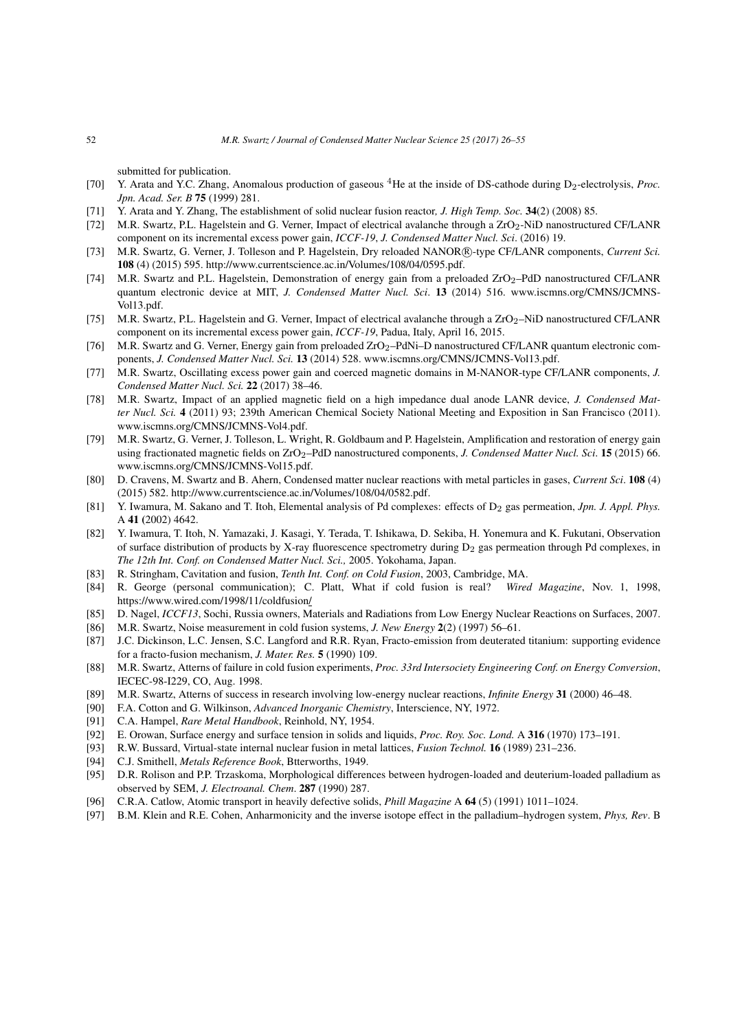submitted for publication.

[70] Y. Arata and Y.C. Zhang, Anomalous production of gaseous $^4$He at the inside of DS-cathode during $D_2$-electrolysis, *Proc. Jpn. Acad. Ser. B* **75** (1999) 281.

[71] Y. Arata and Y. Zhang, The establishment of solid nuclear fusion reactor*, J. High Temp. Soc.* **34**(2) (2008) 85.

[72] M.R. Swartz, P.L. Hagelstein and G. Verner, Impact of electrical avalanche through a $ZrO_2$-NiD nanostructured CF/LANR component on its incremental excess power gain, *ICCF-19*, *J. Condensed Matter Nucl. Sci*. (2016) 19.

[73] M.R. Swartz, G. Verner, J. Tolleson and P. Hagelstein, Dry reloaded NANOR®-type CF/LANR components, *Current Sci.* **108** (4) (2015) 595. http://www.currentscience.ac.in/Volumes/108/04/0595.pdf.

[74] M.R. Swartz and P.L. Hagelstein, Demonstration of energy gain from a preloaded $ZrO_2$–PdD nanostructured CF/LANR quantum electronic device at MIT, *J. Condensed Matter Nucl. Sci*. **13** (2014) 516. www.iscmns.org/CMNS/JCMNS-Vol13.pdf.

[75] M.R. Swartz, P.L. Hagelstein and G. Verner, Impact of electrical avalanche through a $ZrO_2$–NiD nanostructured CF/LANR component on its incremental excess power gain, *ICCF-19*, Padua, Italy, April 16, 2015.

[76] M.R. Swartz and G. Verner, Energy gain from preloaded $ZrO_2$–PdNi–D nanostructured CF/LANR quantum electronic components, *J. Condensed Matter Nucl. Sci.* **13** (2014) 528. www.iscmns.org/CMNS/JCMNS-Vol13.pdf.

[77] M.R. Swartz, Oscillating excess power gain and coerced magnetic domains in M-NANOR-type CF/LANR components, *J. Condensed Matter Nucl. Sci.* **22** (2017) 38–46.

[78] M.R. Swartz, Impact of an applied magnetic field on a high impedance dual anode LANR device, *J. Condensed Matter Nucl. Sci.* **4** (2011) 93; 239th American Chemical Society National Meeting and Exposition in San Francisco (2011). www.iscmns.org/CMNS/JCMNS-Vol4.pdf.

[79] M.R. Swartz, G. Verner, J. Tolleson, L. Wright, R. Goldbaum and P. Hagelstein, Amplification and restoration of energy gain using fractionated magnetic fields on $ZrO_2$–PdD nanostructured components, *J. Condensed Matter Nucl. Sci*. **15** (2015) 66. www.iscmns.org/CMNS/JCMNS-Vol15.pdf.

[80] D. Cravens, M. Swartz and B. Ahern, Condensed matter nuclear reactions with metal particles in gases, *Current Sci*. **108** (4) (2015) 582. http://www.currentscience.ac.in/Volumes/108/04/0582.pdf.

[81] Y. Iwamura, M. Sakano and T. Itoh, Elemental analysis of Pd complexes: effects of $D_2$ gas permeation, *Jpn. J. Appl. Phys.* A **41** (2002) 4642.

[82] Y. Iwamura, T. Itoh, N. Yamazaki, J. Kasagi, Y. Terada, T. Ishikawa, D. Sekiba, H. Yonemura and K. Fukutani, Observation of surface distribution of products by X-ray fluorescence spectrometry during $D_2$ gas permeation through Pd complexes, in *The 12th Int. Conf. on Condensed Matter Nucl. Sci.,* 2005. Yokohama, Japan.

[83] R. Stringham, Cavitation and fusion, *Tenth Int. Conf. on Cold Fusion*, 2003, Cambridge, MA.

[84] R. George (personal communication); C. Platt, What if cold fusion is real? *Wired Magazine*, Nov. 1, 1998, https://www.wired.com/1998/11/coldfusion/

[85] D. Nagel, *ICCF13*, Sochi, Russia owners, Materials and Radiations from Low Energy Nuclear Reactions on Surfaces, 2007.

[86] M.R. Swartz, Noise measurement in cold fusion systems, *J. New Energy* **2**(2) (1997) 56–61.

[87] J.C. Dickinson, L.C. Jensen, S.C. Langford and R.R. Ryan, Fracto-emission from deuterated titanium: supporting evidence for a fracto-fusion mechanism, *J. Mater. Res.* **5** (1990) 109.

[88] M.R. Swartz, Atterns of failure in cold fusion experiments, *Proc. 33rd Intersociety Engineering Conf. on Energy Conversion*, IECEC-98-I229, CO, Aug. 1998.

[89] M.R. Swartz, Atterns of success in research involving low-energy nuclear reactions, *Infinite Energy* **31** (2000) 46–48.

[90] F.A. Cotton and G. Wilkinson, *Advanced Inorganic Chemistry*, Interscience, NY, 1972.

[91] C.A. Hampel, *Rare Metal Handbook*, Reinhold, NY, 1954.

[92] E. Orowan, Surface energy and surface tension in solids and liquids, *Proc. Roy. Soc. Lond.* A **316** (1970) 173–191.

[93] R.W. Bussard, Virtual-state internal nuclear fusion in metal lattices, *Fusion Technol.* **16** (1989) 231–236.

[94] C.J. Smithell, *Metals Reference Book*, Btterworths, 1949.

[95] D.R. Rolison and P.P. Trzaskoma, Morphological differences between hydrogen-loaded and deuterium-loaded palladium as observed by SEM, *J. Electroanal. Chem*. **287** (1990) 287.

[96] C.R.A. Catlow, Atomic transport in heavily defective solids, *Phill Magazine* A **64** (5) (1991) 1011–1024.

[97] B.M. Klein and R.E. Cohen, Anharmonicity and the inverse isotope effect in the palladium–hydrogen system, *Phys, Rev*. B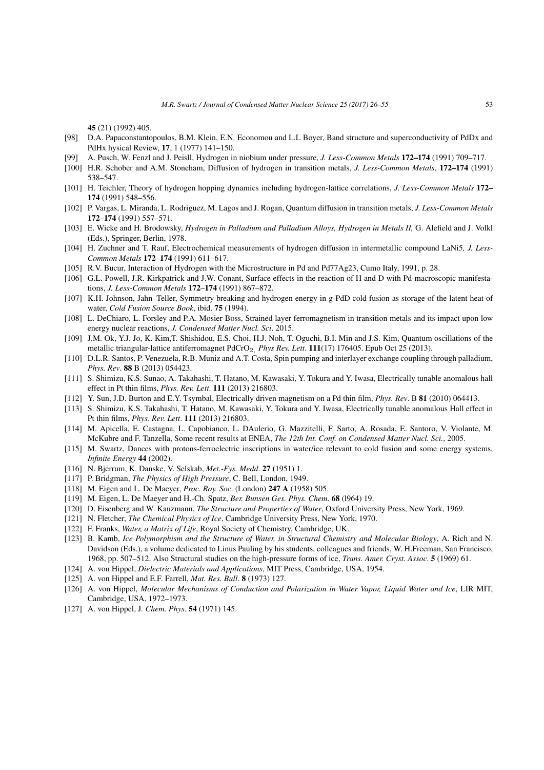**45** (21) (1992) 405.

[98] D.A. Papaconstantopoulos, B.M. Klein, E.N. Economou and L.L Boyer, Band structure and superconductivity of PdDx and PdHx hysical Review, **17**, 1 (1977) 141–150.

[99] A. Pusch, W. Fenzl and J. Peisll, Hydrogen in niobium under pressure, *J. Less-Common Metals* **172–174** (1991) 709–717.

[100] H.R. Schober and A.M. Stoneham, Diffusion of hydrogen in transition metals, *J. Less-Common Metals*, **172–174** (1991) 538–547.

[101] H. Teichler, Theory of hydrogen hopping dynamics including hydrogen-lattice correlations, *J. Less-Common Metals* **172–174** (1991) 548–556.

[102] P. Vargas, L. Miranda, L. Rodriguez, M. Lagos and J. Rogan, Quantum diffusion in transition metals, *J. Less-Common Metals* **172–174** (1991) 557–571.

[103] E. Wicke and H. Brodowsky, *Hydrogen in Palladium and Palladium Alloys, Hydrogen in Metals II,* G. Alefield and J. Volkl (Eds.), Springer, Berlin, 1978.

[104] H. Zuchner and T. Rauf, Electrochemical measurements of hydrogen diffusion in intermetallic compound LaNi5*, J. Less-Common Metals* **172**–**174** (1991) 611–617.

[105] R.V. Bucur, Interaction of Hydrogen with the Microstructure in Pd and Pd77Ag23, Cumo Italy, 1991, p. 28.

[106] G.L. Powell, J.R. Kirkpatrick and J.W. Conant, Surface effects in the reaction of H and D with Pd-macroscopic manifestations, *J. Less-Common Metals* **172**–**174** (1991) 867–872.

[107] K.H. Johnson, Jahn–Teller, Symmetry breaking and hydrogen energy in g-PdD cold fusion as storage of the latent heat of water, *Cold Fusion Source Book*, ibid. **75** (1994).

[108] L. DeChiaro, L. Forsley and P.A. Mosier-Boss, Strained layer ferromagnetism in transition metals and its impact upon low energy nuclear reactions, *J. Condensed Matter Nucl. Sci*. 2015.

[109] J.M. Ok, Y.J. Jo, K. Kim,T. Shishidou, E.S. Choi, H.J. Noh, T. Oguchi, B.I. Min and J.S. Kim, Quantum oscillations of the metallic triangular-lattice antiferromagnet $PdCrO_2$, *Phys Rev. Lett*. **111**(17) 176405. Epub Oct 25 (2013).

[110] D.L.R. Santos, P. Venezuela, R.B. Muniz and A.T. Costa, Spin pumping and interlayer exchange coupling through palladium, *Phys. Rev*. **88** B (2013) 054423.

[111] S. Shimizu, K.S. Sunao, A. Takahashi, T. Hatano, M. Kawasaki, Y. Tokura and Y. Iwasa, Electrically tunable anomalous hall effect in Pt thin films, *Phys. Rev. Lett*. **111** (2013) 216803.

[112] Y. Sun, J.D. Burton and E.Y. Tsymbal, Electrically driven magnetism on a Pd thin film, *Phys. Rev*. B **81** (2010) 064413.

[113] S. Shimizu, K.S. Takahashi, T. Hatano, M. Kawasaki, Y. Tokura and Y. Iwasa, Electrically tunable anomalous Hall effect in Pt thin films, *Phys. Rev. Lett*. **111** (2013) 216803.

[114] M. Apicella, E. Castagna, L. Capobianco, L. DAulerio, G. Mazzitelli, F. Sarto, A. Rosada, E. Santoro, V. Violante, M. McKubre and F. Tanzella, Some recent results at ENEA, *The 12th Int. Conf. on Condensed Matter Nucl. Sci.*, 2005.

[115] M. Swartz, Dances with protons-ferroelectric inscriptions in water/ice relevant to cold fusion and some energy systems, *Infinite Energy* **44** (2002).

[116] N. Bjerrum, K. Danske, V. Selskab, *Met.-Fys. Medd*. **27** (1951) 1.

[117] P. Bridgman, *The Physics of High Pressure*, C. Bell, London, 1949.

[118] M. Eigen and L. De Maeyer, *Proc. Roy. Soc*. (London) **247 A** (1958) 505.

[119] M. Eigen, L. De Maeyer and H.-Ch. Spatz, *Ber. Bunsen Ges. Phys. Chem*. **68** (l964) 19.

[120] D. Eisenberg and W. Kauzmann, *The Structure and Properties of Water*, Oxford University Press, New York, 1969.

[121] N. Fletcher, *The Chemical Physics of Ice*, Cambridge University Press, New York, 1970.

[122] F. Franks, *Water, a Matrix of Life*, Royal Society of Chemistry, Cambridge, UK.

[123] B. Kamb, *Ice Polymorphism and the Structure of Water, in Structural Chemistry and Molecular Biology*, A. Rich and N. Davidson (Eds.), a volume dedicated to Linus Pauling by his students, colleagues and friends, W. H.Freeman, San Francisco, 1968, pp. 507–512. Also Structural studies on the high-pressure forms of ice, *Trans. Amer. Cryst. Assoc*. **5** (1969) 61.

[124] A. von Hippel, *Dielectric Materials and Applications*, MIT Press, Cambridge, USA, 1954.

[125] A. von Hippel and E.F. Farrell, *Mat. Res. Bull*. **8** (1973) 127.

[126] A. von Hippel, *Molecular Mechanisms of Conduction and Polarization in Water Vapor, Liquid Water and Ice*, LIR MIT, Cambridge, USA, 1972–1973.

[127] A. von Hippel, J. *Chem. Phys*. **54** (1971) 145.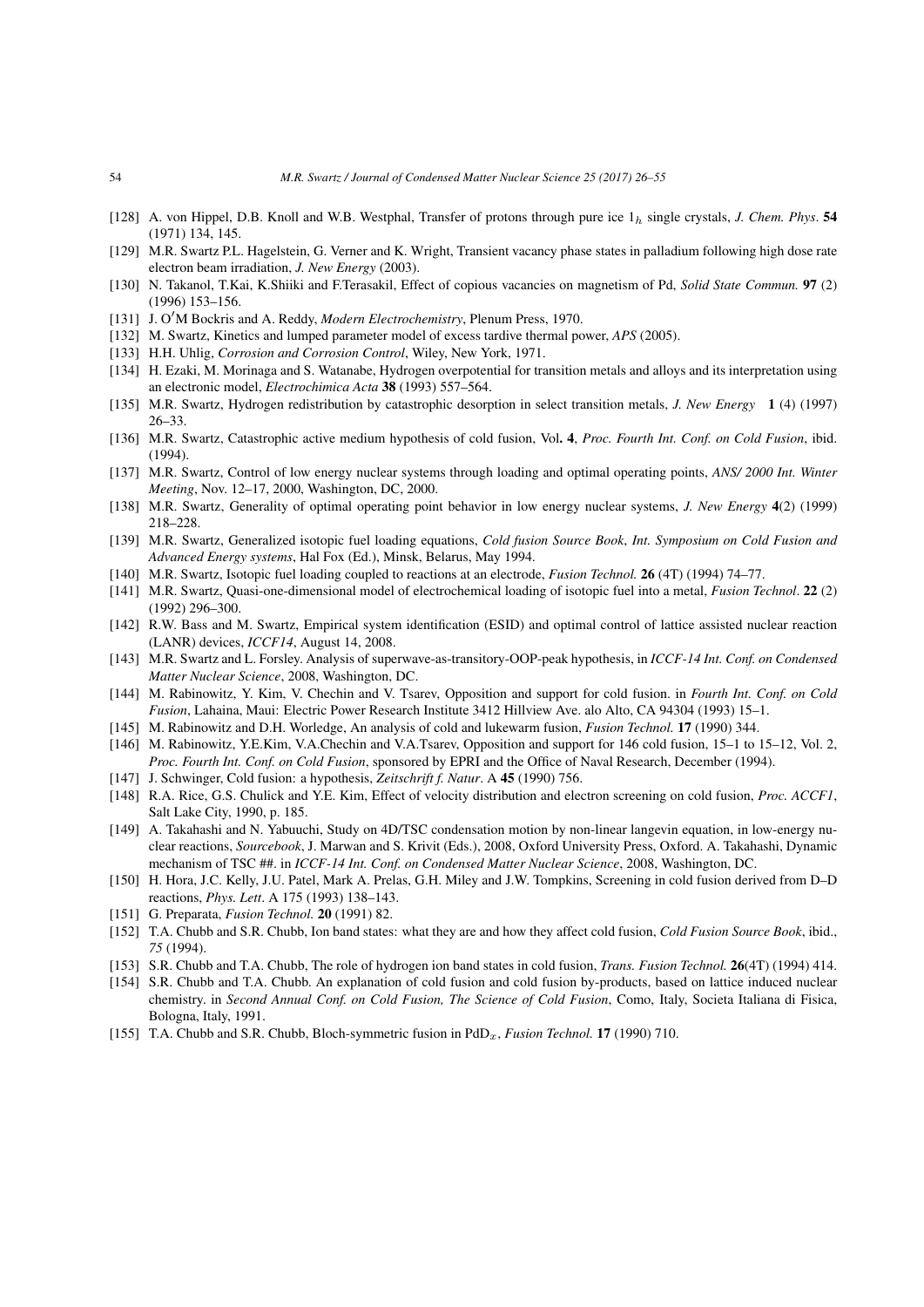[128] A. von Hippel, D.B. Knoll and W.B. Westphal, Transfer of protons through pure ice $1_h$ single crystals, *J. Chem. Phys*. **54** (1971) 134, 145.

[129] M.R. Swartz P.L. Hagelstein, G. Verner and K. Wright, Transient vacancy phase states in palladium following high dose rate electron beam irradiation, *J. New Energy* (2003).

[130] N. Takanol, T.Kai, K.Shiiki and F.Terasakil, Effect of copious vacancies on magnetism of Pd, *Solid State Commun.* **97** (2) (1996) 153–156.

[131] J. O′M Bockris and A. Reddy, *Modern Electrochemistry*, Plenum Press, 1970.

[132] M. Swartz, Kinetics and lumped parameter model of excess tardive thermal power, *APS* (2005).

[133] H.H. Uhlig, *Corrosion and Corrosion Control*, Wiley, New York, 1971.

[134] H. Ezaki, M. Morinaga and S. Watanabe, Hydrogen overpotential for transition metals and alloys and its interpretation using an electronic model, *Electrochimica Acta* **38** (1993) 557–564.

[135] M.R. Swartz, Hydrogen redistribution by catastrophic desorption in select transition metals, *J. New Energy* **1** (4) (1997) 26–33.

[136] M.R. Swartz, Catastrophic active medium hypothesis of cold fusion, Vol**.** **4**, *Proc. Fourth Int. Conf. on Cold Fusion*, ibid. (1994).

[137] M.R. Swartz, Control of low energy nuclear systems through loading and optimal operating points, *ANS/ 2000 Int. Winter Meeting*, Nov. 12–17, 2000, Washington, DC, 2000.

[138] M.R. Swartz, Generality of optimal operating point behavior in low energy nuclear systems, *J. New Energy* **4**(2) (1999) 218–228.

[139] M.R. Swartz, Generalized isotopic fuel loading equations, *Cold fusion Source Book*, *Int. Symposium on Cold Fusion and Advanced Energy systems*, Hal Fox (Ed.), Minsk, Belarus, May 1994.

[140] M.R. Swartz, Isotopic fuel loading coupled to reactions at an electrode, *Fusion Technol.* **26** (4T) (1994) 74–77.

[141] M.R. Swartz, Quasi-one-dimensional model of electrochemical loading of isotopic fuel into a metal, *Fusion Technol*. **22** (2) (1992) 296–300.

[142] R.W. Bass and M. Swartz, Empirical system identification (ESID) and optimal control of lattice assisted nuclear reaction (LANR) devices, *ICCF14*, August 14, 2008.

[143] M.R. Swartz and L. Forsley. Analysis of superwave-as-transitory-OOP-peak hypothesis, in *ICCF-14 Int. Conf. on Condensed Matter Nuclear Science*, 2008, Washington, DC.

[144] M. Rabinowitz, Y. Kim, V. Chechin and V. Tsarev, Opposition and support for cold fusion. in *Fourth Int. Conf. on Cold Fusion*, Lahaina, Maui: Electric Power Research Institute 3412 Hillview Ave. alo Alto, CA 94304 (1993) 15–1.

[145] M. Rabinowitz and D.H. Worledge, An analysis of cold and lukewarm fusion, *Fusion Technol.* **17** (1990) 344.

[146] M. Rabinowitz, Y.E.Kim, V.A.Chechin and V.A.Tsarev, Opposition and support for 146 cold fusion, 15–1 to 15–12, Vol. 2, *Proc. Fourth Int. Conf. on Cold Fusion*, sponsored by EPRI and the Office of Naval Research, December (1994).

[147] J. Schwinger, Cold fusion: a hypothesis, *Zeitschrift f. Natur*. A **45** (1990) 756.

[148] R.A. Rice, G.S. Chulick and Y.E. Kim, Effect of velocity distribution and electron screening on cold fusion, *Proc. ACCF1*, Salt Lake City, 1990, p. 185.

[149] A. Takahashi and N. Yabuuchi, Study on 4D/TSC condensation motion by non-linear langevin equation, in low-energy nuclear reactions, *Sourcebook*, J. Marwan and S. Krivit (Eds.), 2008, Oxford University Press, Oxford. A. Takahashi, Dynamic mechanism of TSC ##. in *ICCF-14 Int. Conf. on Condensed Matter Nuclear Science*, 2008, Washington, DC.

[150] H. Hora, J.C. Kelly, J.U. Patel, Mark A. Prelas, G.H. Miley and J.W. Tompkins, Screening in cold fusion derived from D–D reactions, *Phys. Lett*. A 175 (1993) 138–143.

[151] G. Preparata, *Fusion Technol.* **20** (1991) 82.

[152] T.A. Chubb and S.R. Chubb, Ion band states: what they are and how they affect cold fusion, *Cold Fusion Source Book*, ibid., *75* (1994).

[153] S.R. Chubb and T.A. Chubb, The role of hydrogen ion band states in cold fusion, *Trans. Fusion Technol.* **26**(4T) (1994) 414.

[154] S.R. Chubb and T.A. Chubb. An explanation of cold fusion and cold fusion by-products, based on lattice induced nuclear chemistry. in *Second Annual Conf. on Cold Fusion, The Science of Cold Fusion*, Como, Italy, Societa Italiana di Fisica, Bologna, Italy, 1991.

[155] T.A. Chubb and S.R. Chubb, Bloch-symmetric fusion in $PdD_x$, *Fusion Technol.* **17** (1990) 710.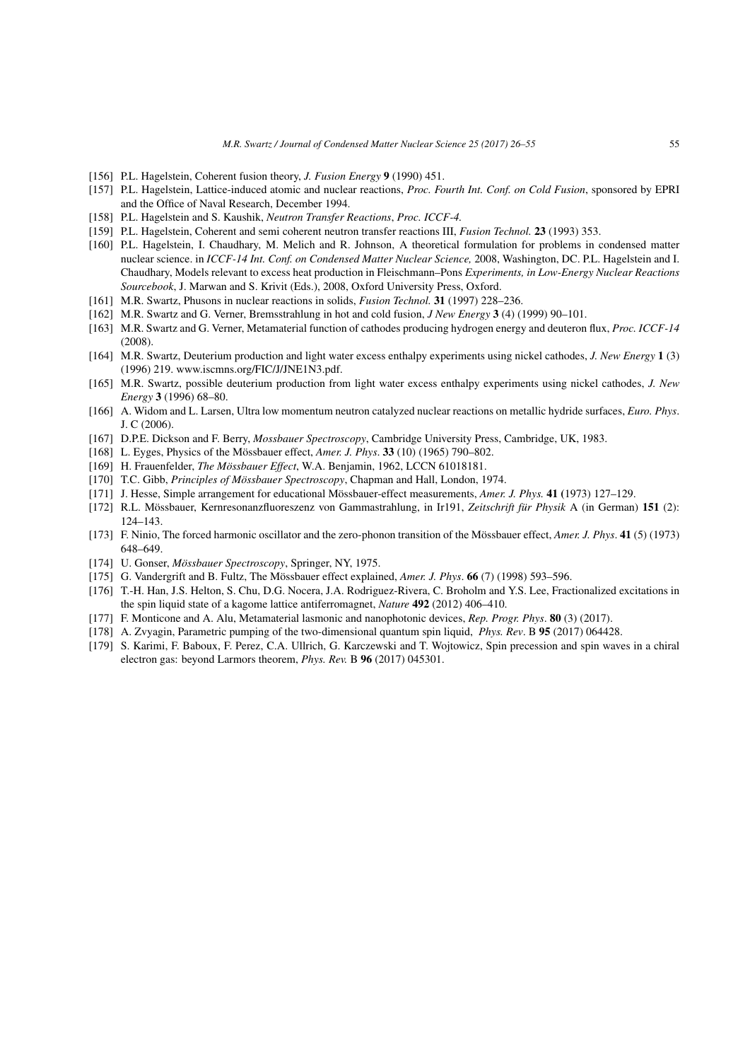[156] P.L. Hagelstein, Coherent fusion theory, *J. Fusion Energy* **9** (1990) 451.

[157] P.L. Hagelstein, Lattice-induced atomic and nuclear reactions, *Proc. Fourth Int. Conf. on Cold Fusion*, sponsored by EPRI and the Office of Naval Research, December 1994.

[158] P.L. Hagelstein and S. Kaushik, *Neutron Transfer Reactions*, *Proc. ICCF-4.*

[159] P.L. Hagelstein, Coherent and semi coherent neutron transfer reactions III, *Fusion Technol.* **23** (1993) 353.

[160] P.L. Hagelstein, I. Chaudhary, M. Melich and R. Johnson, A theoretical formulation for problems in condensed matter nuclear science. in *ICCF-14 Int. Conf. on Condensed Matter Nuclear Science,* 2008, Washington, DC. P.L. Hagelstein and I. Chaudhary, Models relevant to excess heat production in Fleischmann–Pons *Experiments, in Low-Energy Nuclear Reactions Sourcebook*, J. Marwan and S. Krivit (Eds.), 2008, Oxford University Press, Oxford.

[161] M.R. Swartz, Phusons in nuclear reactions in solids, *Fusion Technol.* **31** (1997) 228–236.

[162] M.R. Swartz and G. Verner, Bremsstrahlung in hot and cold fusion, *J New Energy* **3** (4) (1999) 90–101.

[163] M.R. Swartz and G. Verner, Metamaterial function of cathodes producing hydrogen energy and deuteron flux, *Proc. ICCF-14* (2008).

[164] M.R. Swartz, Deuterium production and light water excess enthalpy experiments using nickel cathodes, *J. New Energy* **1** (3) (1996) 219. www.iscmns.org/FIC/J/JNE1N3.pdf.

[165] M.R. Swartz, possible deuterium production from light water excess enthalpy experiments using nickel cathodes, *J. New Energy* **3** (1996) 68–80.

[166] A. Widom and L. Larsen, Ultra low momentum neutron catalyzed nuclear reactions on metallic hydride surfaces, *Euro. Phys.* J. C (2006).

[167] D.P.E. Dickson and F. Berry, *Mossbauer Spectroscopy*, Cambridge University Press, Cambridge, UK, 1983.

[168] L. Eyges, Physics of the Mössbauer effect, *Amer. J. Phys*. **33** (10) (1965) 790–802.

[169] H. Frauenfelder, *The Mössbauer Effect*, W.A. Benjamin, 1962, LCCN 61018181.

[170] T.C. Gibb, *Principles of Mössbauer Spectroscopy*, Chapman and Hall, London, 1974.

[171] J. Hesse, Simple arrangement for educational Mössbauer-effect measurements, *Amer. J. Phys.* **41** (1973) 127–129.

[172] R.L. Mössbauer, Kernresonanzfluoreszenz von Gammastrahlung, in Ir191, *Zeitschrift für Physik* A (in German) **151** (2): 124–143.

[173] F. Ninio, The forced harmonic oscillator and the zero-phonon transition of the Mössbauer effect, *Amer. J. Phys*. **41** (5) (1973) 648–649.

[174] U. Gonser, *Mössbauer Spectroscopy*, Springer, NY, 1975.

[175] G. Vandergrift and B. Fultz, The Mössbauer effect explained, *Amer. J. Phys*. **66** (7) (1998) 593–596.

[176] T.-H. Han, J.S. Helton, S. Chu, D.G. Nocera, J.A. Rodriguez-Rivera, C. Broholm and Y.S. Lee, Fractionalized excitations in the spin liquid state of a kagome lattice antiferromagnet, *Nature* **492** (2012) 406–410.

[177] F. Monticone and A. Alu, Metamaterial lasmonic and nanophotonic devices, *Rep. Progr. Phys*. **80** (3) (2017).

[178] A. Zvyagin, Parametric pumping of the two-dimensional quantum spin liquid, *Phys. Rev*. B **95** (2017) 064428.

[179] S. Karimi, F. Baboux, F. Perez, C.A. Ullrich, G. Karczewski and T. Wojtowicz, Spin precession and spin waves in a chiral electron gas: beyond Larmors theorem, *Phys. Rev.* B **96** (2017) 045301.